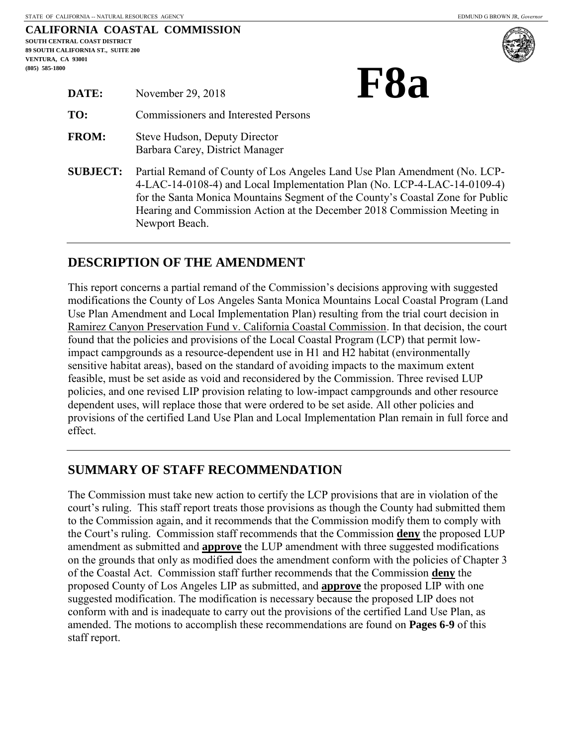STATE OF CALIFORNIA -- NATURAL RESOURCES AGENCY EDMUND G BROWN JR, *Governor*

**CALIFORNIA COASTAL COMMISSION**
**SOUTH CENTRAL COAST DISTRICT**
**89 SOUTH CALIFORNIA ST., SUITE 200**
**VENTURA, CA 93001**
**(805) 585-1800**

# F8a

**DATE:** November 29, 2018

**TO:** Commissioners and Interested Persons

**FROM:** Steve Hudson, Deputy Director
Barbara Carey, District Manager

**SUBJECT:** Partial Remand of County of Los Angeles Land Use Plan Amendment (No. LCP-4-LAC-14-0108-4) and Local Implementation Plan (No. LCP-4-LAC-14-0109-4) for the Santa Monica Mountains Segment of the County's Coastal Zone for Public Hearing and Commission Action at the December 2018 Commission Meeting in Newport Beach.

---

## DESCRIPTION OF THE AMENDMENT

This report concerns a partial remand of the Commission's decisions approving with suggested modifications the County of Los Angeles Santa Monica Mountains Local Coastal Program (Land Use Plan Amendment and Local Implementation Plan) resulting from the trial court decision in Ramirez Canyon Preservation Fund v. California Coastal Commission. In that decision, the court found that the policies and provisions of the Local Coastal Program (LCP) that permit low-impact campgrounds as a resource-dependent use in H1 and H2 habitat (environmentally sensitive habitat areas), based on the standard of avoiding impacts to the maximum extent feasible, must be set aside as void and reconsidered by the Commission. Three revised LUP policies, and one revised LIP provision relating to low-impact campgrounds and other resource dependent uses, will replace those that were ordered to be set aside. All other policies and provisions of the certified Land Use Plan and Local Implementation Plan remain in full force and effect.

---

## SUMMARY OF STAFF RECOMMENDATION

The Commission must take new action to certify the LCP provisions that are in violation of the court's ruling. This staff report treats those provisions as though the County had submitted them to the Commission again, and it recommends that the Commission modify them to comply with the Court's ruling. Commission staff recommends that the Commission **deny** the proposed LUP amendment as submitted and **approve** the LUP amendment with three suggested modifications on the grounds that only as modified does the amendment conform with the policies of Chapter 3 of the Coastal Act. Commission staff further recommends that the Commission **deny** the proposed County of Los Angeles LIP as submitted, and **approve** the proposed LIP with one suggested modification. The modification is necessary because the proposed LIP does not conform with and is inadequate to carry out the provisions of the certified Land Use Plan, as amended. The motions to accomplish these recommendations are found on **Pages 6-9** of this staff report.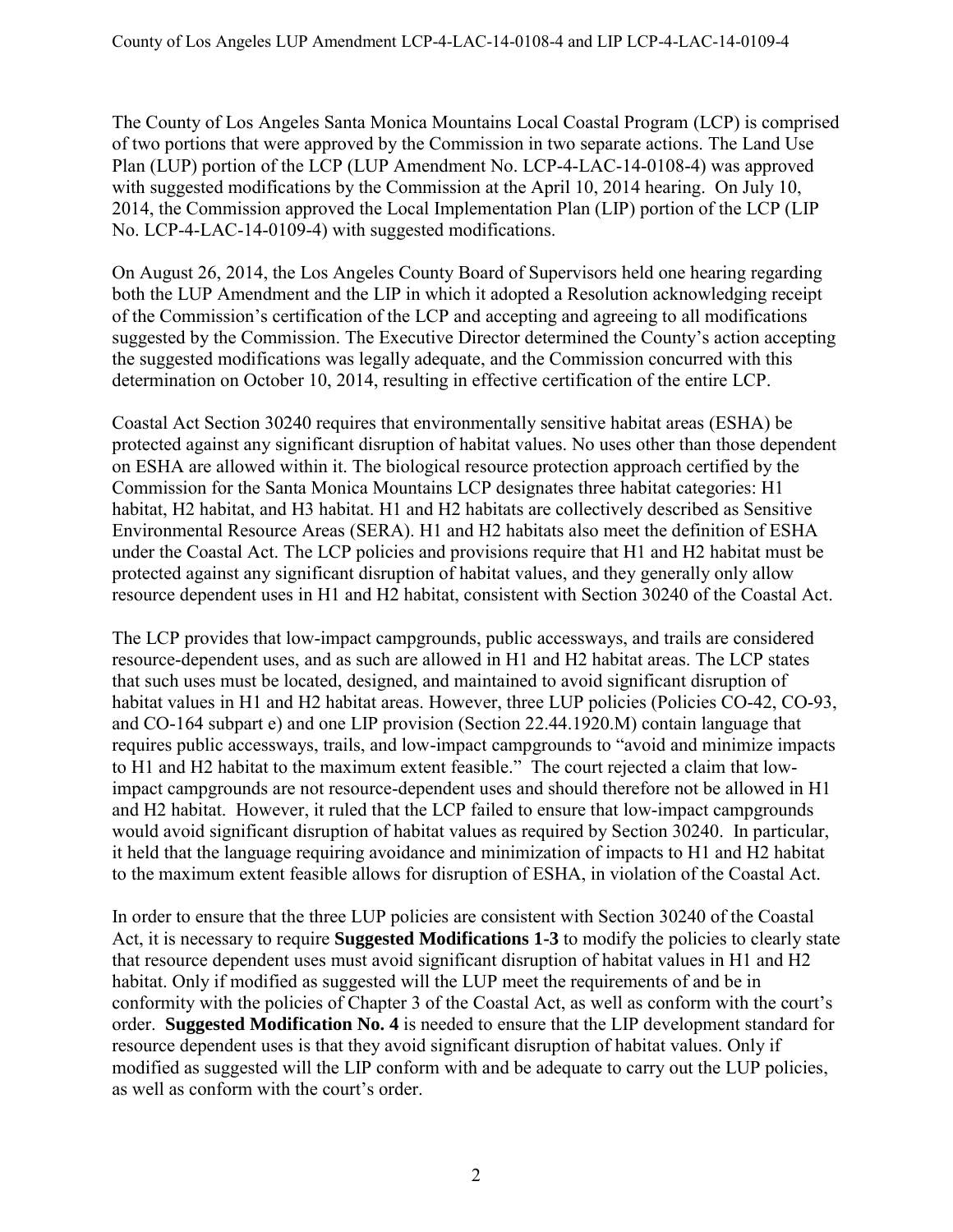The County of Los Angeles Santa Monica Mountains Local Coastal Program (LCP) is comprised of two portions that were approved by the Commission in two separate actions. The Land Use Plan (LUP) portion of the LCP (LUP Amendment No. LCP-4-LAC-14-0108-4) was approved with suggested modifications by the Commission at the April 10, 2014 hearing. On July 10, 2014, the Commission approved the Local Implementation Plan (LIP) portion of the LCP (LIP No. LCP-4-LAC-14-0109-4) with suggested modifications.

On August 26, 2014, the Los Angeles County Board of Supervisors held one hearing regarding both the LUP Amendment and the LIP in which it adopted a Resolution acknowledging receipt of the Commission's certification of the LCP and accepting and agreeing to all modifications suggested by the Commission. The Executive Director determined the County's action accepting the suggested modifications was legally adequate, and the Commission concurred with this determination on October 10, 2014, resulting in effective certification of the entire LCP.

Coastal Act Section 30240 requires that environmentally sensitive habitat areas (ESHA) be protected against any significant disruption of habitat values. No uses other than those dependent on ESHA are allowed within it. The biological resource protection approach certified by the Commission for the Santa Monica Mountains LCP designates three habitat categories: H1 habitat, H2 habitat, and H3 habitat. H1 and H2 habitats are collectively described as Sensitive Environmental Resource Areas (SERA). H1 and H2 habitats also meet the definition of ESHA under the Coastal Act. The LCP policies and provisions require that H1 and H2 habitat must be protected against any significant disruption of habitat values, and they generally only allow resource dependent uses in H1 and H2 habitat, consistent with Section 30240 of the Coastal Act.

The LCP provides that low-impact campgrounds, public accessways, and trails are considered resource-dependent uses, and as such are allowed in H1 and H2 habitat areas. The LCP states that such uses must be located, designed, and maintained to avoid significant disruption of habitat values in H1 and H2 habitat areas. However, three LUP policies (Policies CO-42, CO-93, and CO-164 subpart e) and one LIP provision (Section 22.44.1920.M) contain language that requires public accessways, trails, and low-impact campgrounds to "avoid and minimize impacts to H1 and H2 habitat to the maximum extent feasible." The court rejected a claim that low-impact campgrounds are not resource-dependent uses and should therefore not be allowed in H1 and H2 habitat. However, it ruled that the LCP failed to ensure that low-impact campgrounds would avoid significant disruption of habitat values as required by Section 30240. In particular, it held that the language requiring avoidance and minimization of impacts to H1 and H2 habitat to the maximum extent feasible allows for disruption of ESHA, in violation of the Coastal Act.

In order to ensure that the three LUP policies are consistent with Section 30240 of the Coastal Act, it is necessary to require **Suggested Modifications 1-3** to modify the policies to clearly state that resource dependent uses must avoid significant disruption of habitat values in H1 and H2 habitat. Only if modified as suggested will the LUP meet the requirements of and be in conformity with the policies of Chapter 3 of the Coastal Act, as well as conform with the court's order. **Suggested Modification No. 4** is needed to ensure that the LIP development standard for resource dependent uses is that they avoid significant disruption of habitat values. Only if modified as suggested will the LIP conform with and be adequate to carry out the LUP policies, as well as conform with the court's order.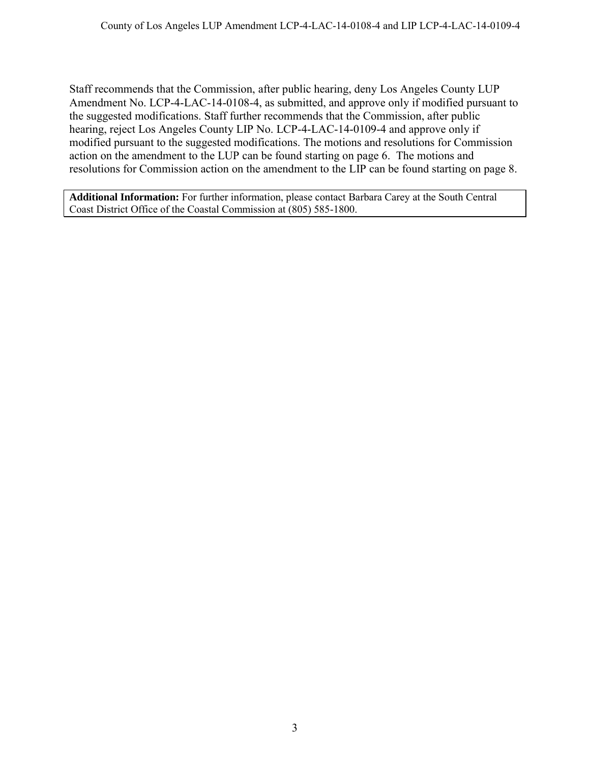Staff recommends that the Commission, after public hearing, deny Los Angeles County LUP Amendment No. LCP-4-LAC-14-0108-4, as submitted, and approve only if modified pursuant to the suggested modifications. Staff further recommends that the Commission, after public hearing, reject Los Angeles County LIP No. LCP-4-LAC-14-0109-4 and approve only if modified pursuant to the suggested modifications. The motions and resolutions for Commission action on the amendment to the LUP can be found starting on page 6. The motions and resolutions for Commission action on the amendment to the LIP can be found starting on page 8.

**Additional Information:** For further information, please contact Barbara Carey at the South Central Coast District Office of the Coastal Commission at (805) 585-1800.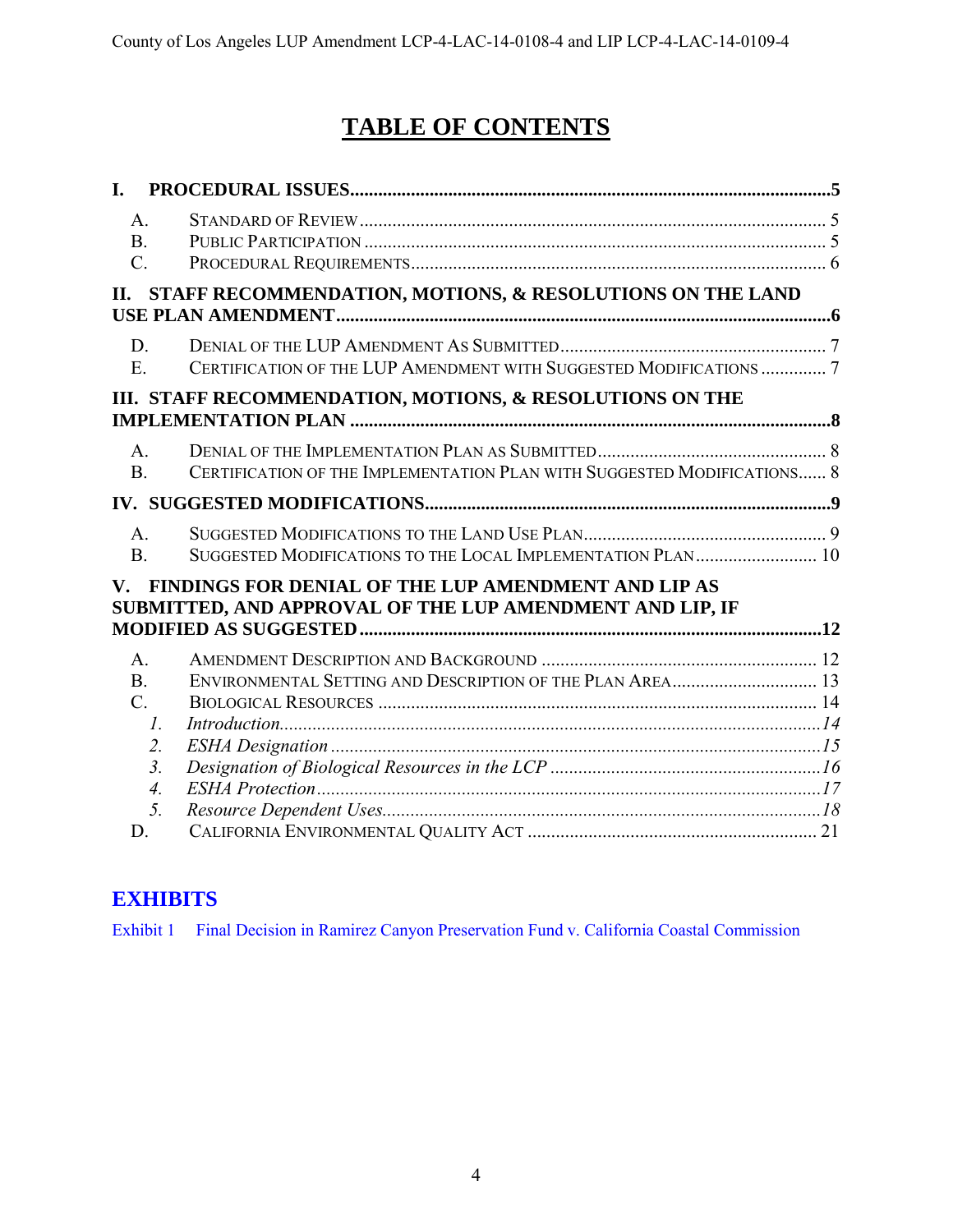# TABLE OF CONTENTS

**I. PROCEDURAL ISSUES....................................................................................................5**

- A. STANDARD OF REVIEW .................................................................................................. 5
- B. PUBLIC PARTICIPATION .................................................................................................. 5
- C. PROCEDURAL REQUIREMENTS ........................................................................................ 6

**II. STAFF RECOMMENDATION, MOTIONS, & RESOLUTIONS ON THE LAND USE PLAN AMENDMENT..........................................................................................................6**

- D. DENIAL OF THE LUP AMENDMENT AS SUBMITTED ......................................................... 7
- E. CERTIFICATION OF THE LUP AMENDMENT WITH SUGGESTED MODIFICATIONS .............. 7

**III. STAFF RECOMMENDATION, MOTIONS, & RESOLUTIONS ON THE IMPLEMENTATION PLAN .......................................................................................................8**

- A. DENIAL OF THE IMPLEMENTATION PLAN AS SUBMITTED ................................................. 8
- B. CERTIFICATION OF THE IMPLEMENTATION PLAN WITH SUGGESTED MODIFICATIONS...... 8

**IV. SUGGESTED MODIFICATIONS......................................................................................9**

- A. SUGGESTED MODIFICATIONS TO THE LAND USE PLAN.................................................... 9
- B. SUGGESTED MODIFICATIONS TO THE LOCAL IMPLEMENTATION PLAN .......................... 10

**V. FINDINGS FOR DENIAL OF THE LUP AMENDMENT AND LIP AS SUBMITTED, AND APPROVAL OF THE LUP AMENDMENT AND LIP, IF MODIFIED AS SUGGESTED..................................................................................................12**

- A. AMENDMENT DESCRIPTION AND BACKGROUND ........................................................... 12
- B. ENVIRONMENTAL SETTING AND DESCRIPTION OF THE PLAN AREA............................... 13
- C. BIOLOGICAL RESOURCES ............................................................................................. 14
  1. *Introduction....................................................................................................14*
  2. *ESHA Designation .........................................................................................15*
  3. *Designation of Biological Resources in the LCP ..........................................16*
  4. *ESHA Protection............................................................................................17*
  5. *Resource Dependent Uses..............................................................................18*
- D. CALIFORNIA ENVIRONMENTAL QUALITY ACT .............................................................. 21

## EXHIBITS

Exhibit 1 Final Decision in Ramirez Canyon Preservation Fund v. California Coastal Commission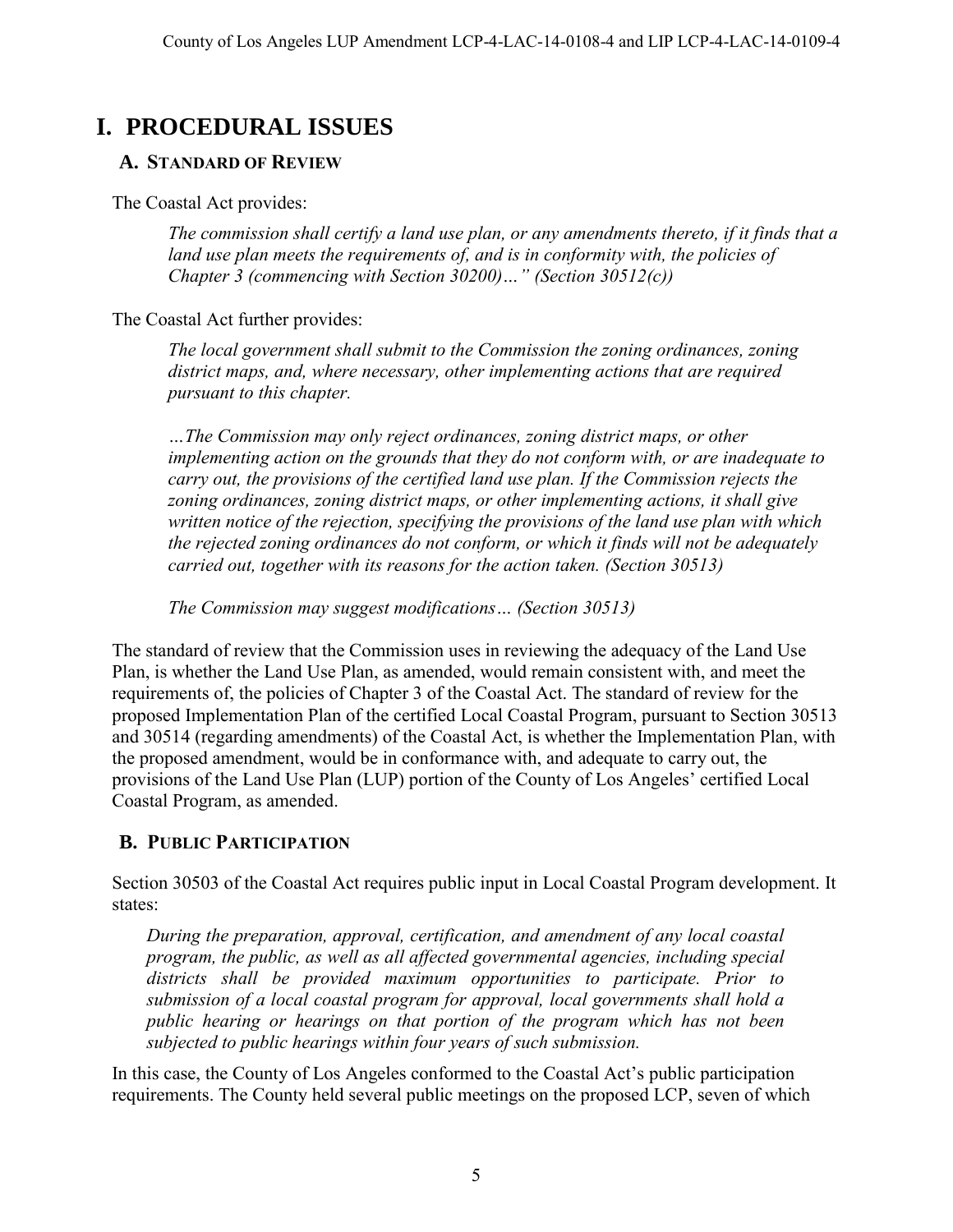# I. PROCEDURAL ISSUES

## A. STANDARD OF REVIEW

The Coastal Act provides:

> *The commission shall certify a land use plan, or any amendments thereto, if it finds that a land use plan meets the requirements of, and is in conformity with, the policies of Chapter 3 (commencing with Section 30200)…" (Section 30512(c))*

The Coastal Act further provides:

> *The local government shall submit to the Commission the zoning ordinances, zoning district maps, and, where necessary, other implementing actions that are required pursuant to this chapter.*
>
> *…The Commission may only reject ordinances, zoning district maps, or other implementing action on the grounds that they do not conform with, or are inadequate to carry out, the provisions of the certified land use plan. If the Commission rejects the zoning ordinances, zoning district maps, or other implementing actions, it shall give written notice of the rejection, specifying the provisions of the land use plan with which the rejected zoning ordinances do not conform, or which it finds will not be adequately carried out, together with its reasons for the action taken. (Section 30513)*
>
> *The Commission may suggest modifications… (Section 30513)*

The standard of review that the Commission uses in reviewing the adequacy of the Land Use Plan, is whether the Land Use Plan, as amended, would remain consistent with, and meet the requirements of, the policies of Chapter 3 of the Coastal Act. The standard of review for the proposed Implementation Plan of the certified Local Coastal Program, pursuant to Section 30513 and 30514 (regarding amendments) of the Coastal Act, is whether the Implementation Plan, with the proposed amendment, would be in conformance with, and adequate to carry out, the provisions of the Land Use Plan (LUP) portion of the County of Los Angeles' certified Local Coastal Program, as amended.

## B. PUBLIC PARTICIPATION

Section 30503 of the Coastal Act requires public input in Local Coastal Program development. It states:

> *During the preparation, approval, certification, and amendment of any local coastal program, the public, as well as all affected governmental agencies, including special districts shall be provided maximum opportunities to participate. Prior to submission of a local coastal program for approval, local governments shall hold a public hearing or hearings on that portion of the program which has not been subjected to public hearings within four years of such submission.*

In this case, the County of Los Angeles conformed to the Coastal Act's public participation requirements. The County held several public meetings on the proposed LCP, seven of which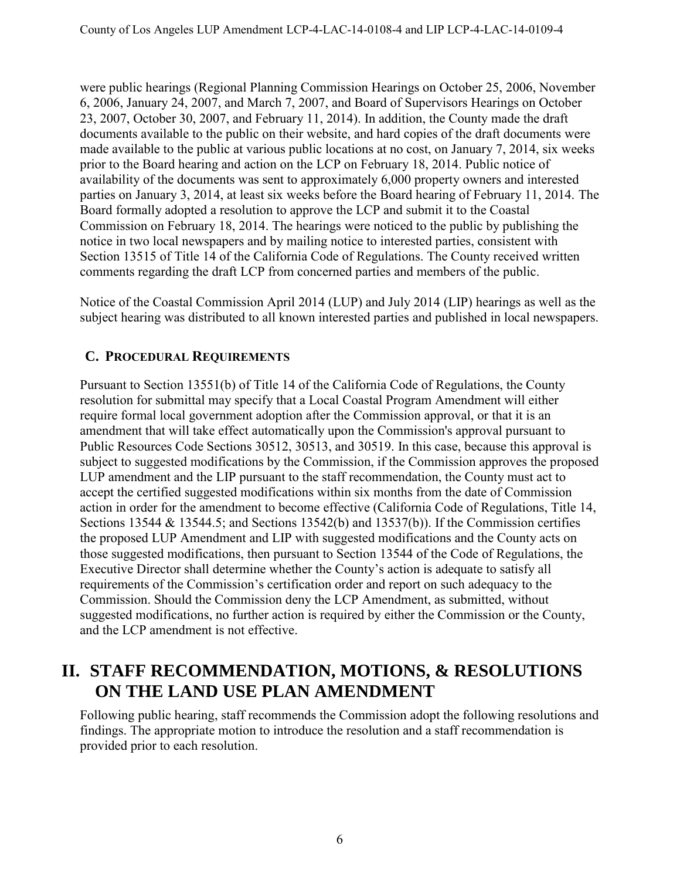were public hearings (Regional Planning Commission Hearings on October 25, 2006, November 6, 2006, January 24, 2007, and March 7, 2007, and Board of Supervisors Hearings on October 23, 2007, October 30, 2007, and February 11, 2014). In addition, the County made the draft documents available to the public on their website, and hard copies of the draft documents were made available to the public at various public locations at no cost, on January 7, 2014, six weeks prior to the Board hearing and action on the LCP on February 18, 2014. Public notice of availability of the documents was sent to approximately 6,000 property owners and interested parties on January 3, 2014, at least six weeks before the Board hearing of February 11, 2014. The Board formally adopted a resolution to approve the LCP and submit it to the Coastal Commission on February 18, 2014. The hearings were noticed to the public by publishing the notice in two local newspapers and by mailing notice to interested parties, consistent with Section 13515 of Title 14 of the California Code of Regulations. The County received written comments regarding the draft LCP from concerned parties and members of the public.

Notice of the Coastal Commission April 2014 (LUP) and July 2014 (LIP) hearings as well as the subject hearing was distributed to all known interested parties and published in local newspapers.

### C. Procedural Requirements

Pursuant to Section 13551(b) of Title 14 of the California Code of Regulations, the County resolution for submittal may specify that a Local Coastal Program Amendment will either require formal local government adoption after the Commission approval, or that it is an amendment that will take effect automatically upon the Commission's approval pursuant to Public Resources Code Sections 30512, 30513, and 30519. In this case, because this approval is subject to suggested modifications by the Commission, if the Commission approves the proposed LUP amendment and the LIP pursuant to the staff recommendation, the County must act to accept the certified suggested modifications within six months from the date of Commission action in order for the amendment to become effective (California Code of Regulations, Title 14, Sections 13544 & 13544.5; and Sections 13542(b) and 13537(b)). If the Commission certifies the proposed LUP Amendment and LIP with suggested modifications and the County acts on those suggested modifications, then pursuant to Section 13544 of the Code of Regulations, the Executive Director shall determine whether the County's action is adequate to satisfy all requirements of the Commission's certification order and report on such adequacy to the Commission. Should the Commission deny the LCP Amendment, as submitted, without suggested modifications, no further action is required by either the Commission or the County, and the LCP amendment is not effective.

## II. STAFF RECOMMENDATION, MOTIONS, & RESOLUTIONS ON THE LAND USE PLAN AMENDMENT

Following public hearing, staff recommends the Commission adopt the following resolutions and findings. The appropriate motion to introduce the resolution and a staff recommendation is provided prior to each resolution.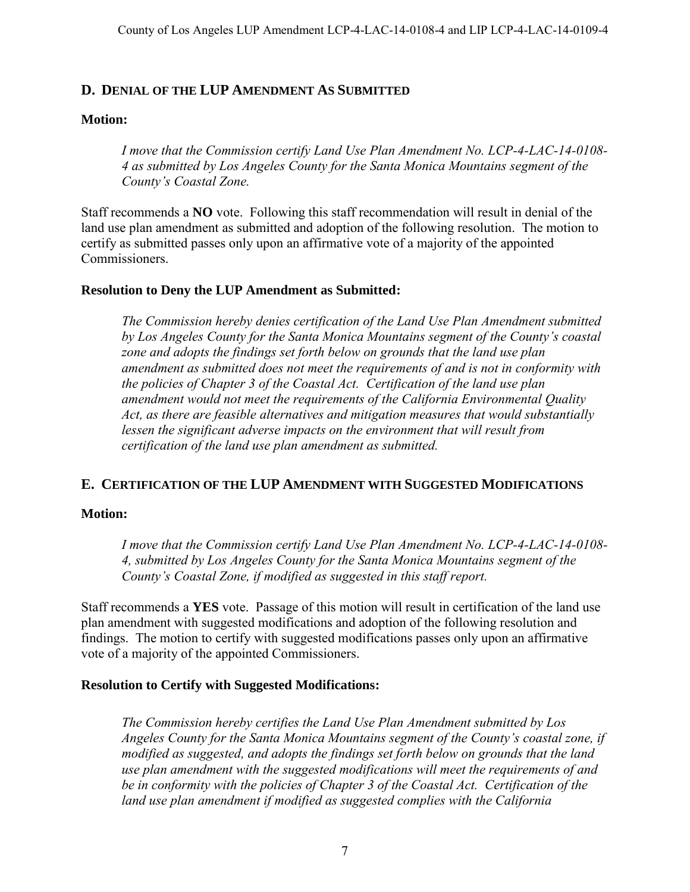## D. DENIAL OF THE LUP AMENDMENT AS SUBMITTED

**Motion:**

*I move that the Commission certify Land Use Plan Amendment No. LCP-4-LAC-14-0108-4 as submitted by Los Angeles County for the Santa Monica Mountains segment of the County's Coastal Zone.*

Staff recommends a **NO** vote. Following this staff recommendation will result in denial of the land use plan amendment as submitted and adoption of the following resolution. The motion to certify as submitted passes only upon an affirmative vote of a majority of the appointed Commissioners.

**Resolution to Deny the LUP Amendment as Submitted:**

*The Commission hereby denies certification of the Land Use Plan Amendment submitted by Los Angeles County for the Santa Monica Mountains segment of the County's coastal zone and adopts the findings set forth below on grounds that the land use plan amendment as submitted does not meet the requirements of and is not in conformity with the policies of Chapter 3 of the Coastal Act. Certification of the land use plan amendment would not meet the requirements of the California Environmental Quality Act, as there are feasible alternatives and mitigation measures that would substantially lessen the significant adverse impacts on the environment that will result from certification of the land use plan amendment as submitted.*

## E. CERTIFICATION OF THE LUP AMENDMENT WITH SUGGESTED MODIFICATIONS

**Motion:**

*I move that the Commission certify Land Use Plan Amendment No. LCP-4-LAC-14-0108-4, submitted by Los Angeles County for the Santa Monica Mountains segment of the County's Coastal Zone, if modified as suggested in this staff report.*

Staff recommends a **YES** vote. Passage of this motion will result in certification of the land use plan amendment with suggested modifications and adoption of the following resolution and findings. The motion to certify with suggested modifications passes only upon an affirmative vote of a majority of the appointed Commissioners.

**Resolution to Certify with Suggested Modifications:**

*The Commission hereby certifies the Land Use Plan Amendment submitted by Los Angeles County for the Santa Monica Mountains segment of the County's coastal zone, if modified as suggested, and adopts the findings set forth below on grounds that the land use plan amendment with the suggested modifications will meet the requirements of and be in conformity with the policies of Chapter 3 of the Coastal Act. Certification of the land use plan amendment if modified as suggested complies with the California*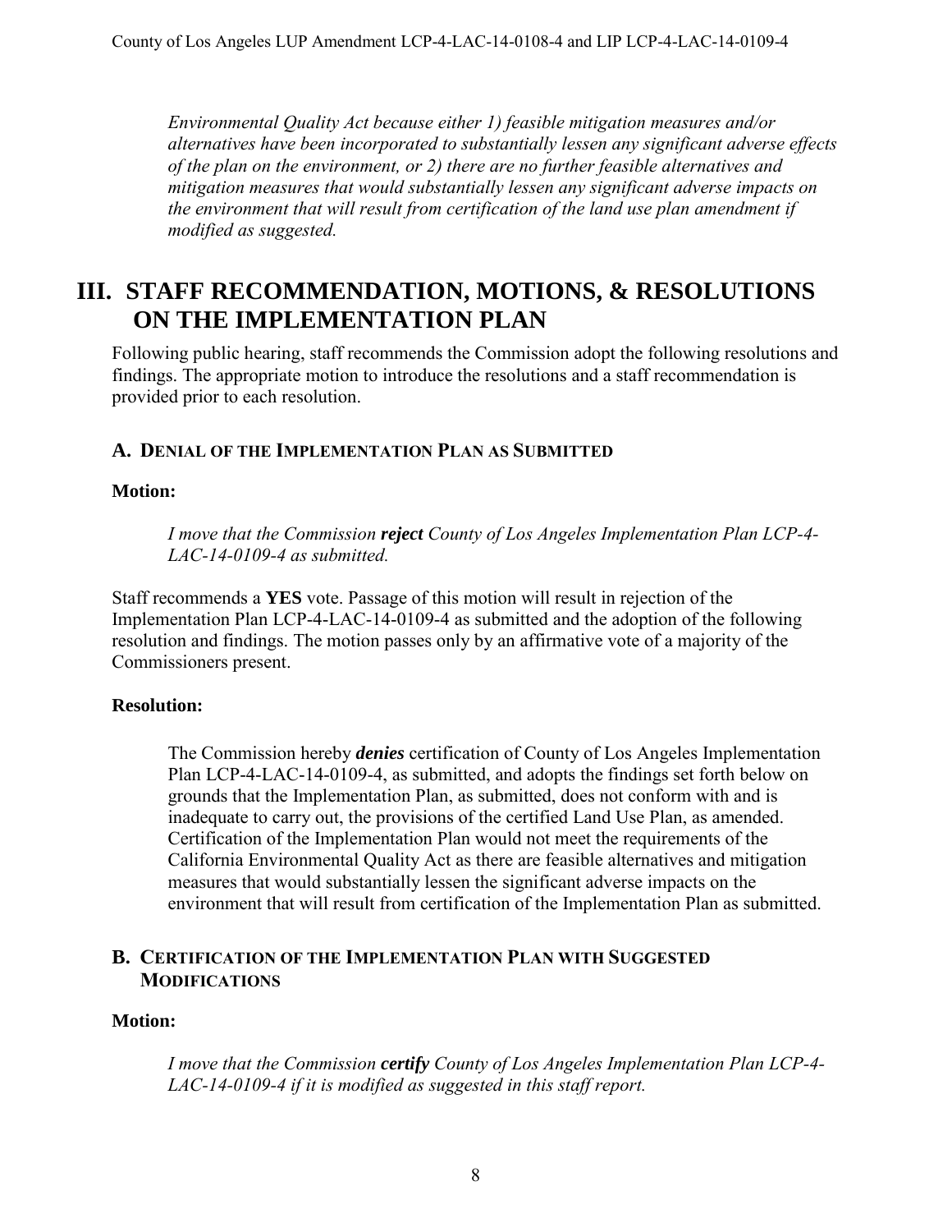*Environmental Quality Act because either 1) feasible mitigation measures and/or alternatives have been incorporated to substantially lessen any significant adverse effects of the plan on the environment, or 2) there are no further feasible alternatives and mitigation measures that would substantially lessen any significant adverse impacts on the environment that will result from certification of the land use plan amendment if modified as suggested.*

# III. STAFF RECOMMENDATION, MOTIONS, & RESOLUTIONS ON THE IMPLEMENTATION PLAN

Following public hearing, staff recommends the Commission adopt the following resolutions and findings. The appropriate motion to introduce the resolutions and a staff recommendation is provided prior to each resolution.

## A. DENIAL OF THE IMPLEMENTATION PLAN AS SUBMITTED

**Motion:**

*I move that the Commission **reject** County of Los Angeles Implementation Plan LCP-4-LAC-14-0109-4 as submitted.*

Staff recommends a **YES** vote. Passage of this motion will result in rejection of the Implementation Plan LCP-4-LAC-14-0109-4 as submitted and the adoption of the following resolution and findings. The motion passes only by an affirmative vote of a majority of the Commissioners present.

**Resolution:**

The Commission hereby ***denies*** certification of County of Los Angeles Implementation Plan LCP-4-LAC-14-0109-4, as submitted, and adopts the findings set forth below on grounds that the Implementation Plan, as submitted, does not conform with and is inadequate to carry out, the provisions of the certified Land Use Plan, as amended. Certification of the Implementation Plan would not meet the requirements of the California Environmental Quality Act as there are feasible alternatives and mitigation measures that would substantially lessen the significant adverse impacts on the environment that will result from certification of the Implementation Plan as submitted.

## B. CERTIFICATION OF THE IMPLEMENTATION PLAN WITH SUGGESTED MODIFICATIONS

**Motion:**

*I move that the Commission **certify** County of Los Angeles Implementation Plan LCP-4-LAC-14-0109-4 if it is modified as suggested in this staff report.*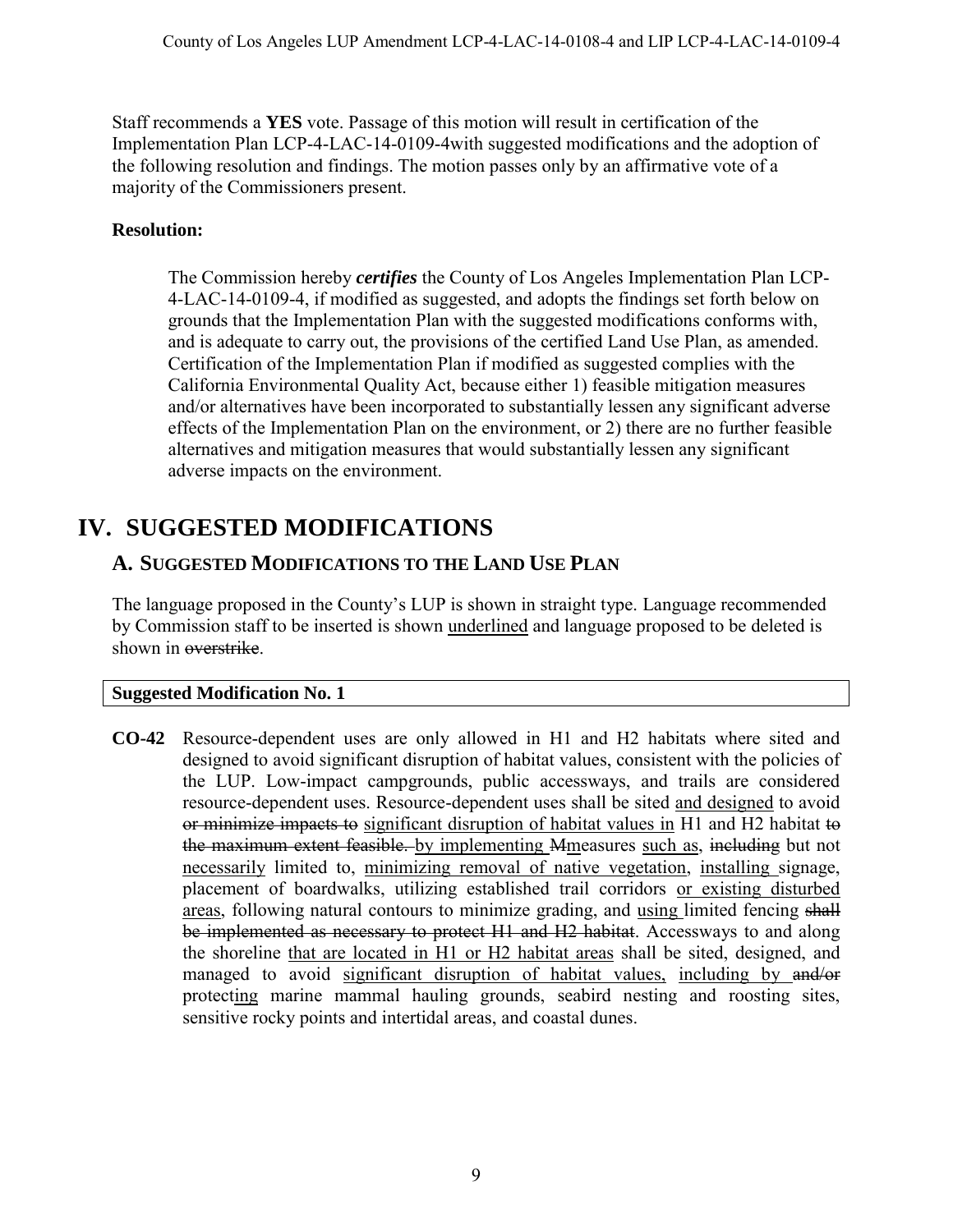Staff recommends a **YES** vote. Passage of this motion will result in certification of the Implementation Plan LCP-4-LAC-14-0109-4with suggested modifications and the adoption of the following resolution and findings. The motion passes only by an affirmative vote of a majority of the Commissioners present.

**Resolution:**

> The Commission hereby ***certifies*** the County of Los Angeles Implementation Plan LCP-4-LAC-14-0109-4, if modified as suggested, and adopts the findings set forth below on grounds that the Implementation Plan with the suggested modifications conforms with, and is adequate to carry out, the provisions of the certified Land Use Plan, as amended. Certification of the Implementation Plan if modified as suggested complies with the California Environmental Quality Act, because either 1) feasible mitigation measures and/or alternatives have been incorporated to substantially lessen any significant adverse effects of the Implementation Plan on the environment, or 2) there are no further feasible alternatives and mitigation measures that would substantially lessen any significant adverse impacts on the environment.

# IV. SUGGESTED MODIFICATIONS

## A. SUGGESTED MODIFICATIONS TO THE LAND USE PLAN

The language proposed in the County's LUP is shown in straight type. Language recommended by Commission staff to be inserted is shown <u>underlined</u> and language proposed to be deleted is shown in ~~overstrike~~.

| **Suggested Modification No. 1** |
|---|

**CO-42** Resource-dependent uses are only allowed in H1 and H2 habitats where sited and designed to avoid significant disruption of habitat values, consistent with the policies of the LUP. Low-impact campgrounds, public accessways, and trails are considered resource-dependent uses. Resource-dependent uses shall be sited <u>and designed</u> to avoid ~~or minimize impacts to~~ <u>significant disruption of habitat values in</u> H1 and H2 habitat ~~to the maximum extent feasible.~~ <u>by implementing</u> ~~M~~<u>m</u>easures <u>such as</u>, ~~including~~ but not <u>necessarily</u> limited to, <u>minimizing removal of native vegetation</u>, <u>installing</u> signage, placement of boardwalks, utilizing established trail corridors <u>or existing disturbed areas</u>, following natural contours to minimize grading, and <u>using</u> limited fencing ~~shall be implemented as necessary to protect H1 and H2 habitat~~. Accessways to and along the shoreline <u>that are located in H1 or H2 habitat areas</u> shall be sited, designed, and managed to avoid <u>significant disruption of habitat values,</u> <u>including by</u> ~~and/or~~ protect<u>ing</u> marine mammal hauling grounds, seabird nesting and roosting sites, sensitive rocky points and intertidal areas, and coastal dunes.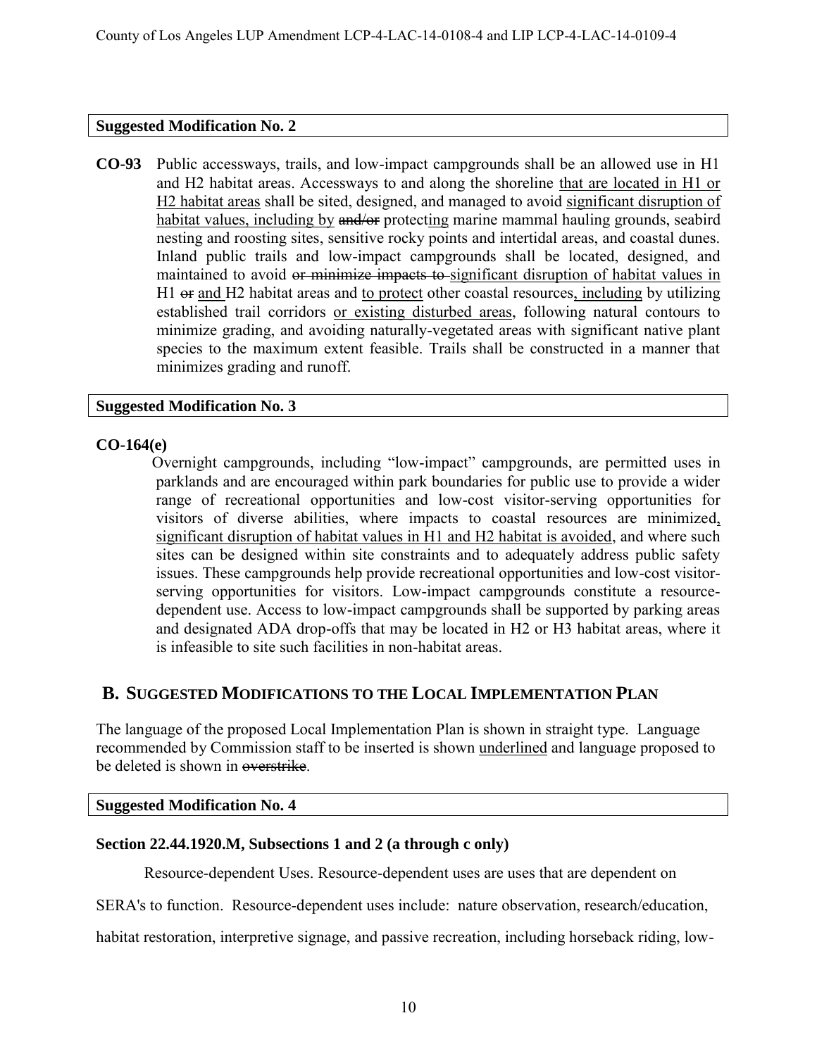**Suggested Modification No. 2**

**CO-93** Public accessways, trails, and low-impact campgrounds shall be an allowed use in H1 and H2 habitat areas. Accessways to and along the shoreline <u>that are located in H1 or H2 habitat areas</u> shall be sited, designed, and managed to avoid <u>significant disruption of habitat values, including by</u> ~~and/or~~ protect<u>ing</u> marine mammal hauling grounds, seabird nesting and roosting sites, sensitive rocky points and intertidal areas, and coastal dunes. Inland public trails and low-impact campgrounds shall be located, designed, and maintained to avoid ~~or minimize impacts to~~ <u>significant disruption of habitat values in</u> H1 ~~or~~ <u>and</u> H2 habitat areas and <u>to protect</u> other coastal resources<u>, including</u> by utilizing established trail corridors <u>or existing disturbed areas</u>, following natural contours to minimize grading, and avoiding naturally-vegetated areas with significant native plant species to the maximum extent feasible. Trails shall be constructed in a manner that minimizes grading and runoff.

**Suggested Modification No. 3**

**CO-164(e)**

Overnight campgrounds, including "low-impact" campgrounds, are permitted uses in parklands and are encouraged within park boundaries for public use to provide a wider range of recreational opportunities and low-cost visitor-serving opportunities for visitors of diverse abilities, where impacts to coastal resources are minimized<u>, significant disruption of habitat values in H1 and H2 habitat is avoided</u>, and where such sites can be designed within site constraints and to adequately address public safety issues. These campgrounds help provide recreational opportunities and low-cost visitor-serving opportunities for visitors. Low-impact campgrounds constitute a resource-dependent use. Access to low-impact campgrounds shall be supported by parking areas and designated ADA drop-offs that may be located in H2 or H3 habitat areas, where it is infeasible to site such facilities in non-habitat areas.

## B. SUGGESTED MODIFICATIONS TO THE LOCAL IMPLEMENTATION PLAN

The language of the proposed Local Implementation Plan is shown in straight type. Language recommended by Commission staff to be inserted is shown <u>underlined</u> and language proposed to be deleted is shown in ~~overstrike~~.

**Suggested Modification No. 4**

**Section 22.44.1920.M, Subsections 1 and 2 (a through c only)**

Resource-dependent Uses. Resource-dependent uses are uses that are dependent on SERA's to function. Resource-dependent uses include: nature observation, research/education, habitat restoration, interpretive signage, and passive recreation, including horseback riding, low-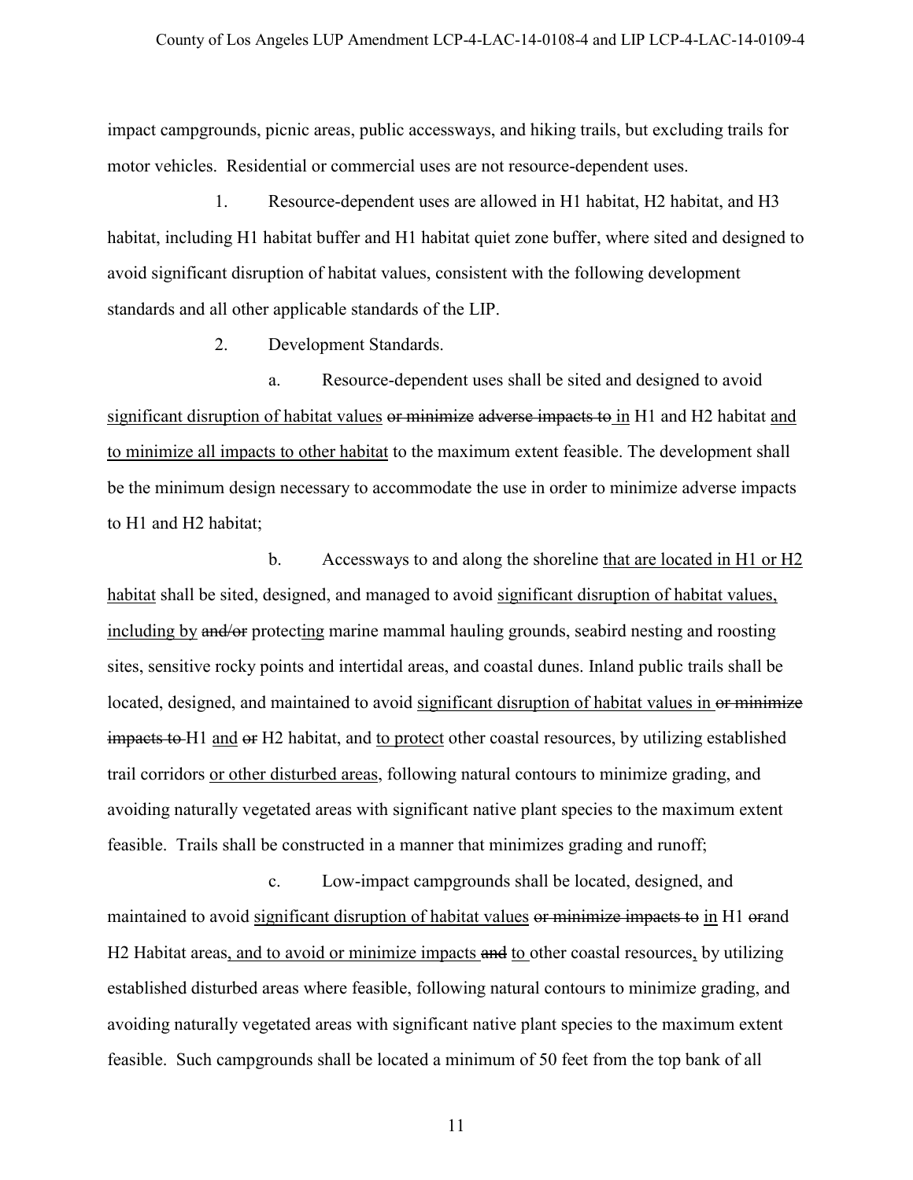impact campgrounds, picnic areas, public accessways, and hiking trails, but excluding trails for motor vehicles. Residential or commercial uses are not resource-dependent uses.

1. Resource-dependent uses are allowed in H1 habitat, H2 habitat, and H3 habitat, including H1 habitat buffer and H1 habitat quiet zone buffer, where sited and designed to avoid significant disruption of habitat values, consistent with the following development standards and all other applicable standards of the LIP.

2. Development Standards.

a. Resource-dependent uses shall be sited and designed to avoid <u>significant disruption of habitat values</u> ~~or minimize~~ ~~adverse impacts to~~ <u>in</u> H1 and H2 habitat <u>and to minimize all impacts to other habitat</u> to the maximum extent feasible. The development shall be the minimum design necessary to accommodate the use in order to minimize adverse impacts to H1 and H2 habitat;

b. Accessways to and along the shoreline <u>that are located in H1 or H2 habitat</u> shall be sited, designed, and managed to avoid <u>significant disruption of habitat values, including by</u> ~~and/or~~ protect<u>ing</u> marine mammal hauling grounds, seabird nesting and roosting sites, sensitive rocky points and intertidal areas, and coastal dunes. Inland public trails shall be located, designed, and maintained to avoid <u>significant disruption of habitat values in</u> ~~or minimize impacts to~~ H1 <u>and</u> ~~or~~ H2 habitat, and <u>to protect</u> other coastal resources, by utilizing established trail corridors <u>or other disturbed areas</u>, following natural contours to minimize grading, and avoiding naturally vegetated areas with significant native plant species to the maximum extent feasible. Trails shall be constructed in a manner that minimizes grading and runoff;

c. Low-impact campgrounds shall be located, designed, and maintained to avoid <u>significant disruption of habitat values</u> ~~or minimize impacts to~~ <u>in</u> H1 ~~or~~and H2 Habitat areas<u>, and to avoid or minimize impacts</u> ~~and~~ <u>to</u> other coastal resources<u>,</u> by utilizing established disturbed areas where feasible, following natural contours to minimize grading, and avoiding naturally vegetated areas with significant native plant species to the maximum extent feasible. Such campgrounds shall be located a minimum of 50 feet from the top bank of all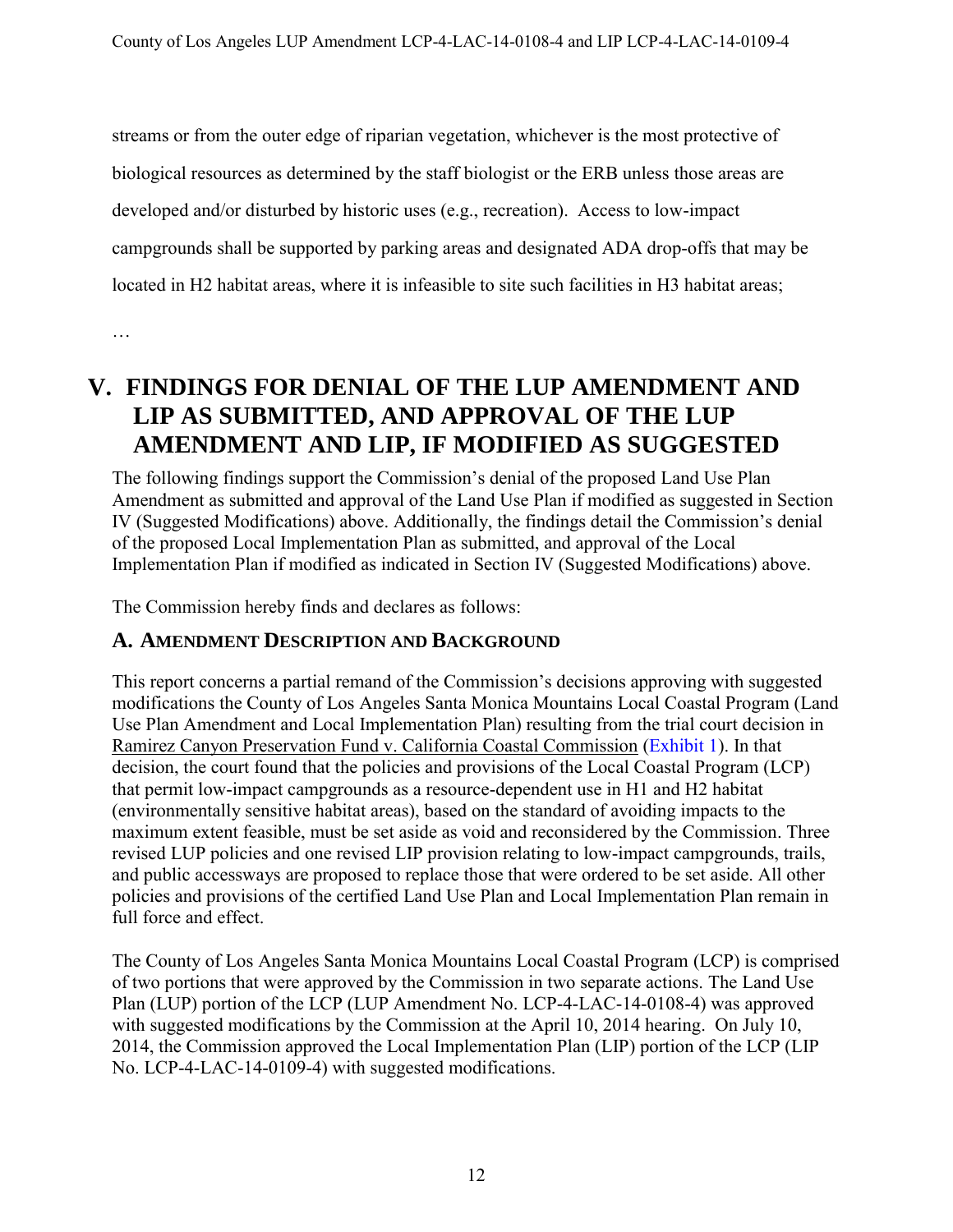streams or from the outer edge of riparian vegetation, whichever is the most protective of biological resources as determined by the staff biologist or the ERB unless those areas are developed and/or disturbed by historic uses (e.g., recreation). Access to low-impact campgrounds shall be supported by parking areas and designated ADA drop-offs that may be located in H2 habitat areas, where it is infeasible to site such facilities in H3 habitat areas;

…

# V. FINDINGS FOR DENIAL OF THE LUP AMENDMENT AND LIP AS SUBMITTED, AND APPROVAL OF THE LUP AMENDMENT AND LIP, IF MODIFIED AS SUGGESTED

The following findings support the Commission's denial of the proposed Land Use Plan Amendment as submitted and approval of the Land Use Plan if modified as suggested in Section IV (Suggested Modifications) above. Additionally, the findings detail the Commission's denial of the proposed Local Implementation Plan as submitted, and approval of the Local Implementation Plan if modified as indicated in Section IV (Suggested Modifications) above.

The Commission hereby finds and declares as follows:

## A. AMENDMENT DESCRIPTION AND BACKGROUND

This report concerns a partial remand of the Commission's decisions approving with suggested modifications the County of Los Angeles Santa Monica Mountains Local Coastal Program (Land Use Plan Amendment and Local Implementation Plan) resulting from the trial court decision in Ramirez Canyon Preservation Fund v. California Coastal Commission (Exhibit 1). In that decision, the court found that the policies and provisions of the Local Coastal Program (LCP) that permit low-impact campgrounds as a resource-dependent use in H1 and H2 habitat (environmentally sensitive habitat areas), based on the standard of avoiding impacts to the maximum extent feasible, must be set aside as void and reconsidered by the Commission. Three revised LUP policies and one revised LIP provision relating to low-impact campgrounds, trails, and public accessways are proposed to replace those that were ordered to be set aside. All other policies and provisions of the certified Land Use Plan and Local Implementation Plan remain in full force and effect.

The County of Los Angeles Santa Monica Mountains Local Coastal Program (LCP) is comprised of two portions that were approved by the Commission in two separate actions. The Land Use Plan (LUP) portion of the LCP (LUP Amendment No. LCP-4-LAC-14-0108-4) was approved with suggested modifications by the Commission at the April 10, 2014 hearing. On July 10, 2014, the Commission approved the Local Implementation Plan (LIP) portion of the LCP (LIP No. LCP-4-LAC-14-0109-4) with suggested modifications.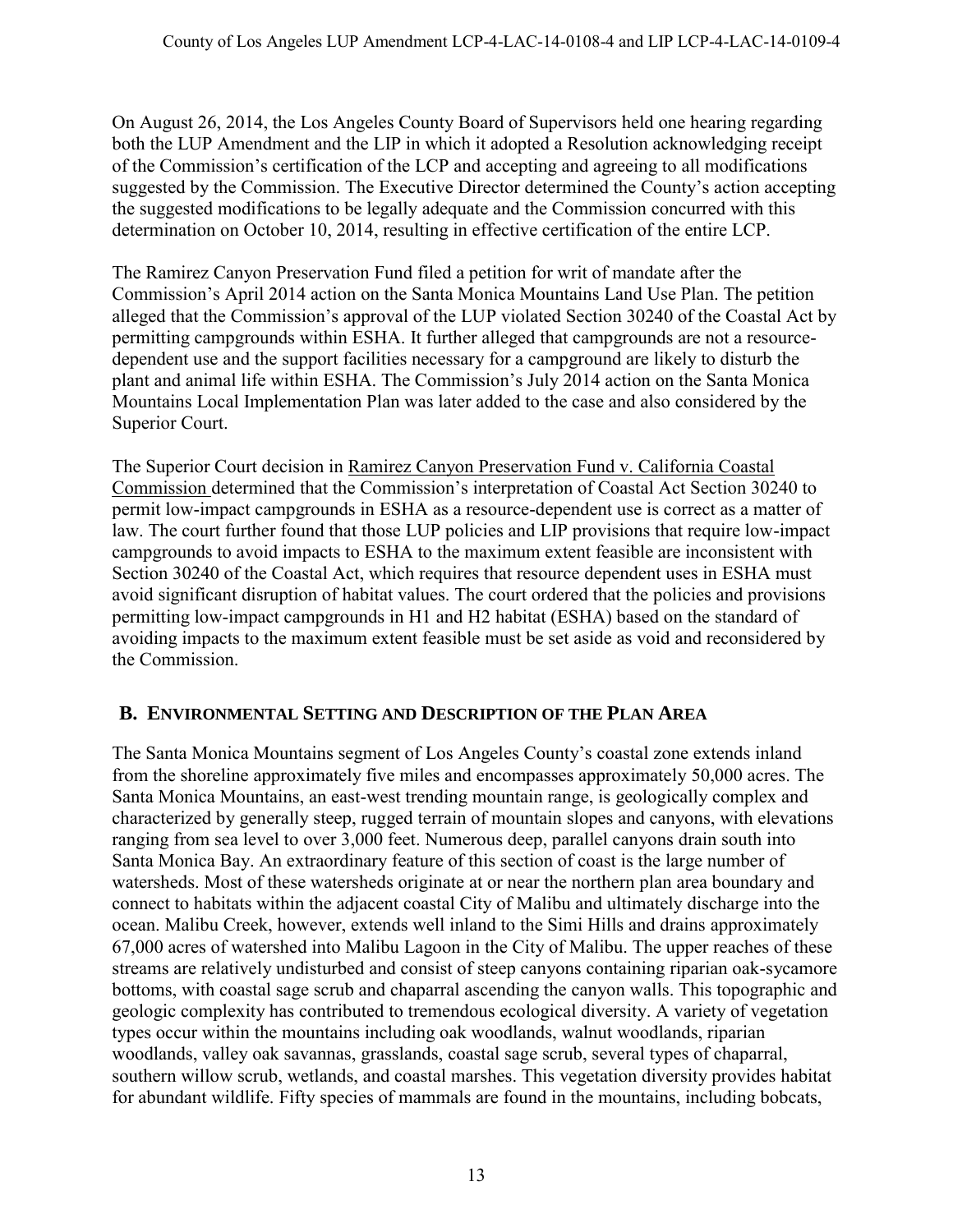On August 26, 2014, the Los Angeles County Board of Supervisors held one hearing regarding both the LUP Amendment and the LIP in which it adopted a Resolution acknowledging receipt of the Commission's certification of the LCP and accepting and agreeing to all modifications suggested by the Commission. The Executive Director determined the County's action accepting the suggested modifications to be legally adequate and the Commission concurred with this determination on October 10, 2014, resulting in effective certification of the entire LCP.

The Ramirez Canyon Preservation Fund filed a petition for writ of mandate after the Commission's April 2014 action on the Santa Monica Mountains Land Use Plan. The petition alleged that the Commission's approval of the LUP violated Section 30240 of the Coastal Act by permitting campgrounds within ESHA. It further alleged that campgrounds are not a resource-dependent use and the support facilities necessary for a campground are likely to disturb the plant and animal life within ESHA. The Commission's July 2014 action on the Santa Monica Mountains Local Implementation Plan was later added to the case and also considered by the Superior Court.

The Superior Court decision in Ramirez Canyon Preservation Fund v. California Coastal Commission determined that the Commission's interpretation of Coastal Act Section 30240 to permit low-impact campgrounds in ESHA as a resource-dependent use is correct as a matter of law. The court further found that those LUP policies and LIP provisions that require low-impact campgrounds to avoid impacts to ESHA to the maximum extent feasible are inconsistent with Section 30240 of the Coastal Act, which requires that resource dependent uses in ESHA must avoid significant disruption of habitat values. The court ordered that the policies and provisions permitting low-impact campgrounds in H1 and H2 habitat (ESHA) based on the standard of avoiding impacts to the maximum extent feasible must be set aside as void and reconsidered by the Commission.

## B. ENVIRONMENTAL SETTING AND DESCRIPTION OF THE PLAN AREA

The Santa Monica Mountains segment of Los Angeles County's coastal zone extends inland from the shoreline approximately five miles and encompasses approximately 50,000 acres. The Santa Monica Mountains, an east-west trending mountain range, is geologically complex and characterized by generally steep, rugged terrain of mountain slopes and canyons, with elevations ranging from sea level to over 3,000 feet. Numerous deep, parallel canyons drain south into Santa Monica Bay. An extraordinary feature of this section of coast is the large number of watersheds. Most of these watersheds originate at or near the northern plan area boundary and connect to habitats within the adjacent coastal City of Malibu and ultimately discharge into the ocean. Malibu Creek, however, extends well inland to the Simi Hills and drains approximately 67,000 acres of watershed into Malibu Lagoon in the City of Malibu. The upper reaches of these streams are relatively undisturbed and consist of steep canyons containing riparian oak-sycamore bottoms, with coastal sage scrub and chaparral ascending the canyon walls. This topographic and geologic complexity has contributed to tremendous ecological diversity. A variety of vegetation types occur within the mountains including oak woodlands, walnut woodlands, riparian woodlands, valley oak savannas, grasslands, coastal sage scrub, several types of chaparral, southern willow scrub, wetlands, and coastal marshes. This vegetation diversity provides habitat for abundant wildlife. Fifty species of mammals are found in the mountains, including bobcats,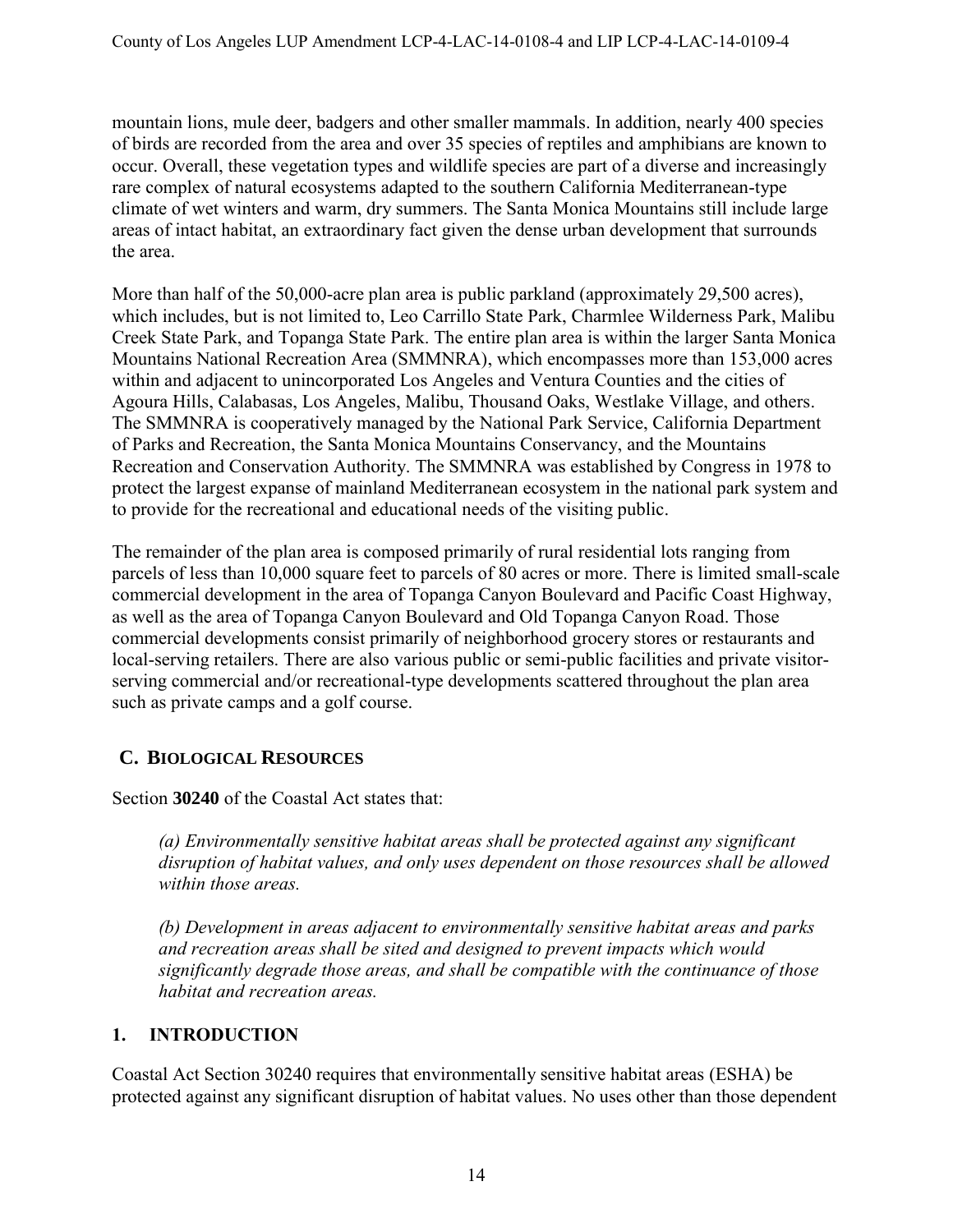mountain lions, mule deer, badgers and other smaller mammals. In addition, nearly 400 species of birds are recorded from the area and over 35 species of reptiles and amphibians are known to occur. Overall, these vegetation types and wildlife species are part of a diverse and increasingly rare complex of natural ecosystems adapted to the southern California Mediterranean-type climate of wet winters and warm, dry summers. The Santa Monica Mountains still include large areas of intact habitat, an extraordinary fact given the dense urban development that surrounds the area.

More than half of the 50,000-acre plan area is public parkland (approximately 29,500 acres), which includes, but is not limited to, Leo Carrillo State Park, Charmlee Wilderness Park, Malibu Creek State Park, and Topanga State Park. The entire plan area is within the larger Santa Monica Mountains National Recreation Area (SMMNRA), which encompasses more than 153,000 acres within and adjacent to unincorporated Los Angeles and Ventura Counties and the cities of Agoura Hills, Calabasas, Los Angeles, Malibu, Thousand Oaks, Westlake Village, and others. The SMMNRA is cooperatively managed by the National Park Service, California Department of Parks and Recreation, the Santa Monica Mountains Conservancy, and the Mountains Recreation and Conservation Authority. The SMMNRA was established by Congress in 1978 to protect the largest expanse of mainland Mediterranean ecosystem in the national park system and to provide for the recreational and educational needs of the visiting public.

The remainder of the plan area is composed primarily of rural residential lots ranging from parcels of less than 10,000 square feet to parcels of 80 acres or more. There is limited small-scale commercial development in the area of Topanga Canyon Boulevard and Pacific Coast Highway, as well as the area of Topanga Canyon Boulevard and Old Topanga Canyon Road. Those commercial developments consist primarily of neighborhood grocery stores or restaurants and local-serving retailers. There are also various public or semi-public facilities and private visitor-serving commercial and/or recreational-type developments scattered throughout the plan area such as private camps and a golf course.

## C. BIOLOGICAL RESOURCES

Section **30240** of the Coastal Act states that:

> *(a) Environmentally sensitive habitat areas shall be protected against any significant disruption of habitat values, and only uses dependent on those resources shall be allowed within those areas.*
>
> *(b) Development in areas adjacent to environmentally sensitive habitat areas and parks and recreation areas shall be sited and designed to prevent impacts which would significantly degrade those areas, and shall be compatible with the continuance of those habitat and recreation areas.*

### 1. INTRODUCTION

Coastal Act Section 30240 requires that environmentally sensitive habitat areas (ESHA) be protected against any significant disruption of habitat values. No uses other than those dependent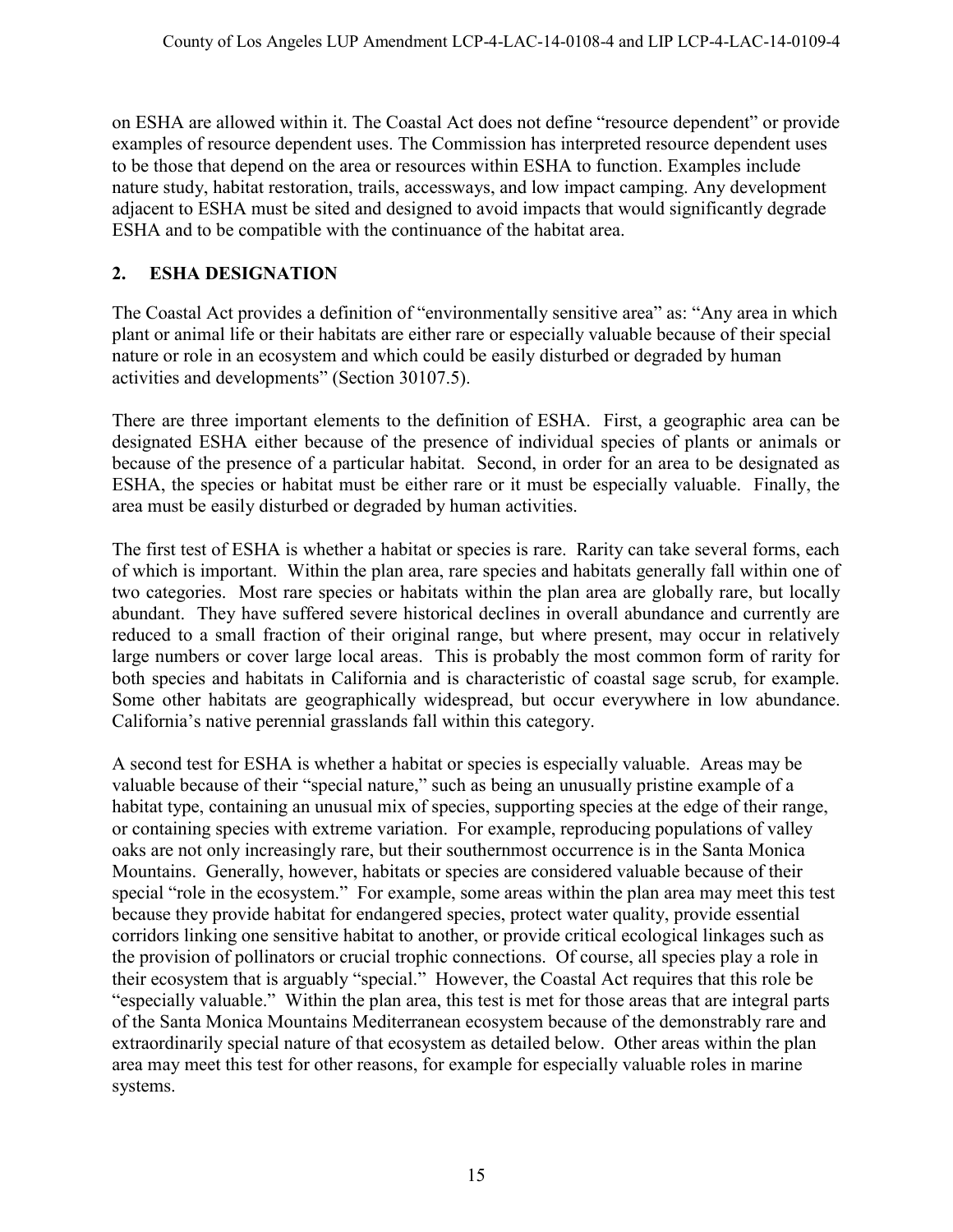on ESHA are allowed within it. The Coastal Act does not define "resource dependent" or provide examples of resource dependent uses. The Commission has interpreted resource dependent uses to be those that depend on the area or resources within ESHA to function. Examples include nature study, habitat restoration, trails, accessways, and low impact camping. Any development adjacent to ESHA must be sited and designed to avoid impacts that would significantly degrade ESHA and to be compatible with the continuance of the habitat area.

## 2. ESHA DESIGNATION

The Coastal Act provides a definition of "environmentally sensitive area" as: "Any area in which plant or animal life or their habitats are either rare or especially valuable because of their special nature or role in an ecosystem and which could be easily disturbed or degraded by human activities and developments" (Section 30107.5).

There are three important elements to the definition of ESHA. First, a geographic area can be designated ESHA either because of the presence of individual species of plants or animals or because of the presence of a particular habitat. Second, in order for an area to be designated as ESHA, the species or habitat must be either rare or it must be especially valuable. Finally, the area must be easily disturbed or degraded by human activities.

The first test of ESHA is whether a habitat or species is rare. Rarity can take several forms, each of which is important. Within the plan area, rare species and habitats generally fall within one of two categories. Most rare species or habitats within the plan area are globally rare, but locally abundant. They have suffered severe historical declines in overall abundance and currently are reduced to a small fraction of their original range, but where present, may occur in relatively large numbers or cover large local areas. This is probably the most common form of rarity for both species and habitats in California and is characteristic of coastal sage scrub, for example. Some other habitats are geographically widespread, but occur everywhere in low abundance. California's native perennial grasslands fall within this category.

A second test for ESHA is whether a habitat or species is especially valuable. Areas may be valuable because of their "special nature," such as being an unusually pristine example of a habitat type, containing an unusual mix of species, supporting species at the edge of their range, or containing species with extreme variation. For example, reproducing populations of valley oaks are not only increasingly rare, but their southernmost occurrence is in the Santa Monica Mountains. Generally, however, habitats or species are considered valuable because of their special "role in the ecosystem." For example, some areas within the plan area may meet this test because they provide habitat for endangered species, protect water quality, provide essential corridors linking one sensitive habitat to another, or provide critical ecological linkages such as the provision of pollinators or crucial trophic connections. Of course, all species play a role in their ecosystem that is arguably "special." However, the Coastal Act requires that this role be "especially valuable." Within the plan area, this test is met for those areas that are integral parts of the Santa Monica Mountains Mediterranean ecosystem because of the demonstrably rare and extraordinarily special nature of that ecosystem as detailed below. Other areas within the plan area may meet this test for other reasons, for example for especially valuable roles in marine systems.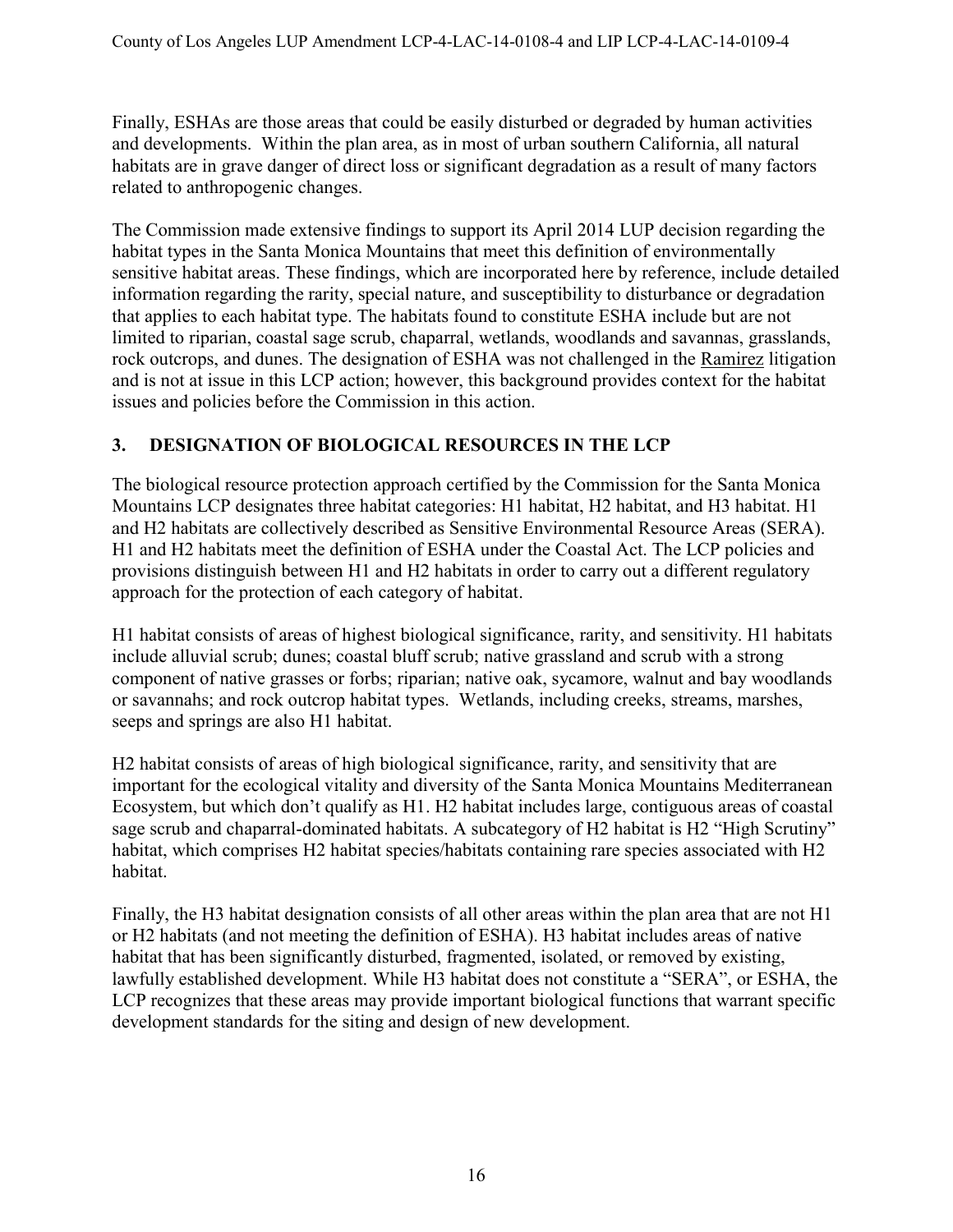Finally, ESHAs are those areas that could be easily disturbed or degraded by human activities and developments. Within the plan area, as in most of urban southern California, all natural habitats are in grave danger of direct loss or significant degradation as a result of many factors related to anthropogenic changes.

The Commission made extensive findings to support its April 2014 LUP decision regarding the habitat types in the Santa Monica Mountains that meet this definition of environmentally sensitive habitat areas. These findings, which are incorporated here by reference, include detailed information regarding the rarity, special nature, and susceptibility to disturbance or degradation that applies to each habitat type. The habitats found to constitute ESHA include but are not limited to riparian, coastal sage scrub, chaparral, wetlands, woodlands and savannas, grasslands, rock outcrops, and dunes. The designation of ESHA was not challenged in the Ramirez litigation and is not at issue in this LCP action; however, this background provides context for the habitat issues and policies before the Commission in this action.

## 3. DESIGNATION OF BIOLOGICAL RESOURCES IN THE LCP

The biological resource protection approach certified by the Commission for the Santa Monica Mountains LCP designates three habitat categories: H1 habitat, H2 habitat, and H3 habitat. H1 and H2 habitats are collectively described as Sensitive Environmental Resource Areas (SERA). H1 and H2 habitats meet the definition of ESHA under the Coastal Act. The LCP policies and provisions distinguish between H1 and H2 habitats in order to carry out a different regulatory approach for the protection of each category of habitat.

H1 habitat consists of areas of highest biological significance, rarity, and sensitivity. H1 habitats include alluvial scrub; dunes; coastal bluff scrub; native grassland and scrub with a strong component of native grasses or forbs; riparian; native oak, sycamore, walnut and bay woodlands or savannahs; and rock outcrop habitat types. Wetlands, including creeks, streams, marshes, seeps and springs are also H1 habitat.

H2 habitat consists of areas of high biological significance, rarity, and sensitivity that are important for the ecological vitality and diversity of the Santa Monica Mountains Mediterranean Ecosystem, but which don't qualify as H1. H2 habitat includes large, contiguous areas of coastal sage scrub and chaparral-dominated habitats. A subcategory of H2 habitat is H2 "High Scrutiny" habitat, which comprises H2 habitat species/habitats containing rare species associated with H2 habitat.

Finally, the H3 habitat designation consists of all other areas within the plan area that are not H1 or H2 habitats (and not meeting the definition of ESHA). H3 habitat includes areas of native habitat that has been significantly disturbed, fragmented, isolated, or removed by existing, lawfully established development. While H3 habitat does not constitute a "SERA", or ESHA, the LCP recognizes that these areas may provide important biological functions that warrant specific development standards for the siting and design of new development.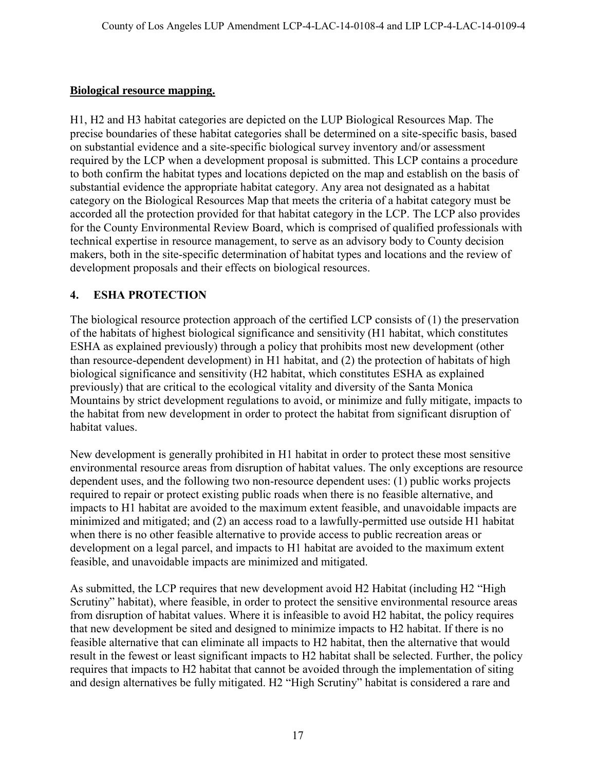**Biological resource mapping.**

H1, H2 and H3 habitat categories are depicted on the LUP Biological Resources Map. The precise boundaries of these habitat categories shall be determined on a site-specific basis, based on substantial evidence and a site-specific biological survey inventory and/or assessment required by the LCP when a development proposal is submitted. This LCP contains a procedure to both confirm the habitat types and locations depicted on the map and establish on the basis of substantial evidence the appropriate habitat category. Any area not designated as a habitat category on the Biological Resources Map that meets the criteria of a habitat category must be accorded all the protection provided for that habitat category in the LCP. The LCP also provides for the County Environmental Review Board, which is comprised of qualified professionals with technical expertise in resource management, to serve as an advisory body to County decision makers, both in the site-specific determination of habitat types and locations and the review of development proposals and their effects on biological resources.

## 4. ESHA PROTECTION

The biological resource protection approach of the certified LCP consists of (1) the preservation of the habitats of highest biological significance and sensitivity (H1 habitat, which constitutes ESHA as explained previously) through a policy that prohibits most new development (other than resource-dependent development) in H1 habitat, and (2) the protection of habitats of high biological significance and sensitivity (H2 habitat, which constitutes ESHA as explained previously) that are critical to the ecological vitality and diversity of the Santa Monica Mountains by strict development regulations to avoid, or minimize and fully mitigate, impacts to the habitat from new development in order to protect the habitat from significant disruption of habitat values.

New development is generally prohibited in H1 habitat in order to protect these most sensitive environmental resource areas from disruption of habitat values. The only exceptions are resource dependent uses, and the following two non-resource dependent uses: (1) public works projects required to repair or protect existing public roads when there is no feasible alternative, and impacts to H1 habitat are avoided to the maximum extent feasible, and unavoidable impacts are minimized and mitigated; and (2) an access road to a lawfully-permitted use outside H1 habitat when there is no other feasible alternative to provide access to public recreation areas or development on a legal parcel, and impacts to H1 habitat are avoided to the maximum extent feasible, and unavoidable impacts are minimized and mitigated.

As submitted, the LCP requires that new development avoid H2 Habitat (including H2 "High Scrutiny" habitat), where feasible, in order to protect the sensitive environmental resource areas from disruption of habitat values. Where it is infeasible to avoid H2 habitat, the policy requires that new development be sited and designed to minimize impacts to H2 habitat. If there is no feasible alternative that can eliminate all impacts to H2 habitat, then the alternative that would result in the fewest or least significant impacts to H2 habitat shall be selected. Further, the policy requires that impacts to H2 habitat that cannot be avoided through the implementation of siting and design alternatives be fully mitigated. H2 "High Scrutiny" habitat is considered a rare and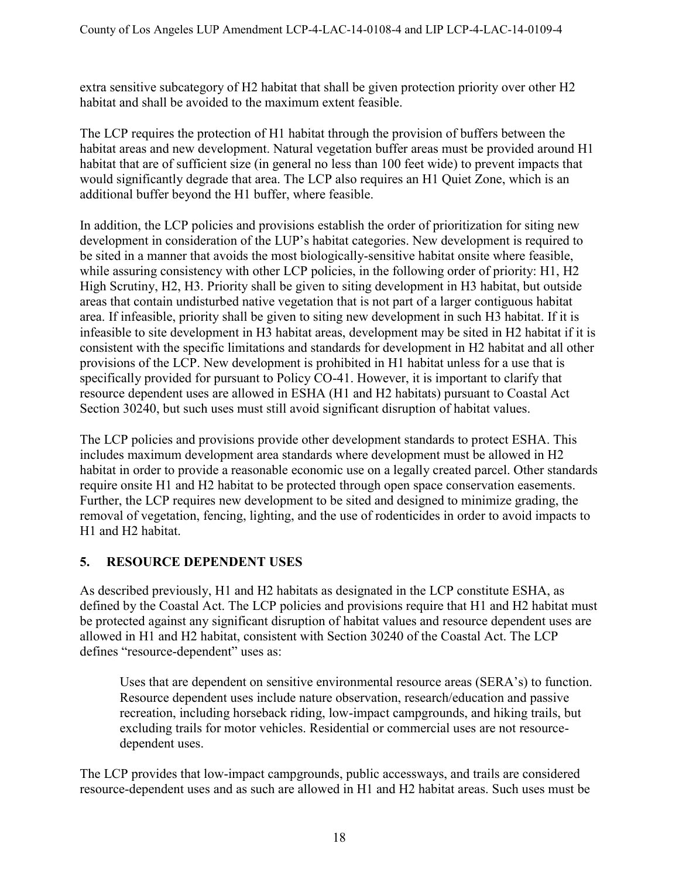extra sensitive subcategory of H2 habitat that shall be given protection priority over other H2 habitat and shall be avoided to the maximum extent feasible.

The LCP requires the protection of H1 habitat through the provision of buffers between the habitat areas and new development. Natural vegetation buffer areas must be provided around H1 habitat that are of sufficient size (in general no less than 100 feet wide) to prevent impacts that would significantly degrade that area. The LCP also requires an H1 Quiet Zone, which is an additional buffer beyond the H1 buffer, where feasible.

In addition, the LCP policies and provisions establish the order of prioritization for siting new development in consideration of the LUP's habitat categories. New development is required to be sited in a manner that avoids the most biologically-sensitive habitat onsite where feasible, while assuring consistency with other LCP policies, in the following order of priority: H1, H2 High Scrutiny, H2, H3. Priority shall be given to siting development in H3 habitat, but outside areas that contain undisturbed native vegetation that is not part of a larger contiguous habitat area. If infeasible, priority shall be given to siting new development in such H3 habitat. If it is infeasible to site development in H3 habitat areas, development may be sited in H2 habitat if it is consistent with the specific limitations and standards for development in H2 habitat and all other provisions of the LCP. New development is prohibited in H1 habitat unless for a use that is specifically provided for pursuant to Policy CO-41. However, it is important to clarify that resource dependent uses are allowed in ESHA (H1 and H2 habitats) pursuant to Coastal Act Section 30240, but such uses must still avoid significant disruption of habitat values.

The LCP policies and provisions provide other development standards to protect ESHA. This includes maximum development area standards where development must be allowed in H2 habitat in order to provide a reasonable economic use on a legally created parcel. Other standards require onsite H1 and H2 habitat to be protected through open space conservation easements. Further, the LCP requires new development to be sited and designed to minimize grading, the removal of vegetation, fencing, lighting, and the use of rodenticides in order to avoid impacts to H1 and H2 habitat.

## 5. RESOURCE DEPENDENT USES

As described previously, H1 and H2 habitats as designated in the LCP constitute ESHA, as defined by the Coastal Act. The LCP policies and provisions require that H1 and H2 habitat must be protected against any significant disruption of habitat values and resource dependent uses are allowed in H1 and H2 habitat, consistent with Section 30240 of the Coastal Act. The LCP defines "resource-dependent" uses as:

> Uses that are dependent on sensitive environmental resource areas (SERA's) to function. Resource dependent uses include nature observation, research/education and passive recreation, including horseback riding, low-impact campgrounds, and hiking trails, but excluding trails for motor vehicles. Residential or commercial uses are not resource-dependent uses.

The LCP provides that low-impact campgrounds, public accessways, and trails are considered resource-dependent uses and as such are allowed in H1 and H2 habitat areas. Such uses must be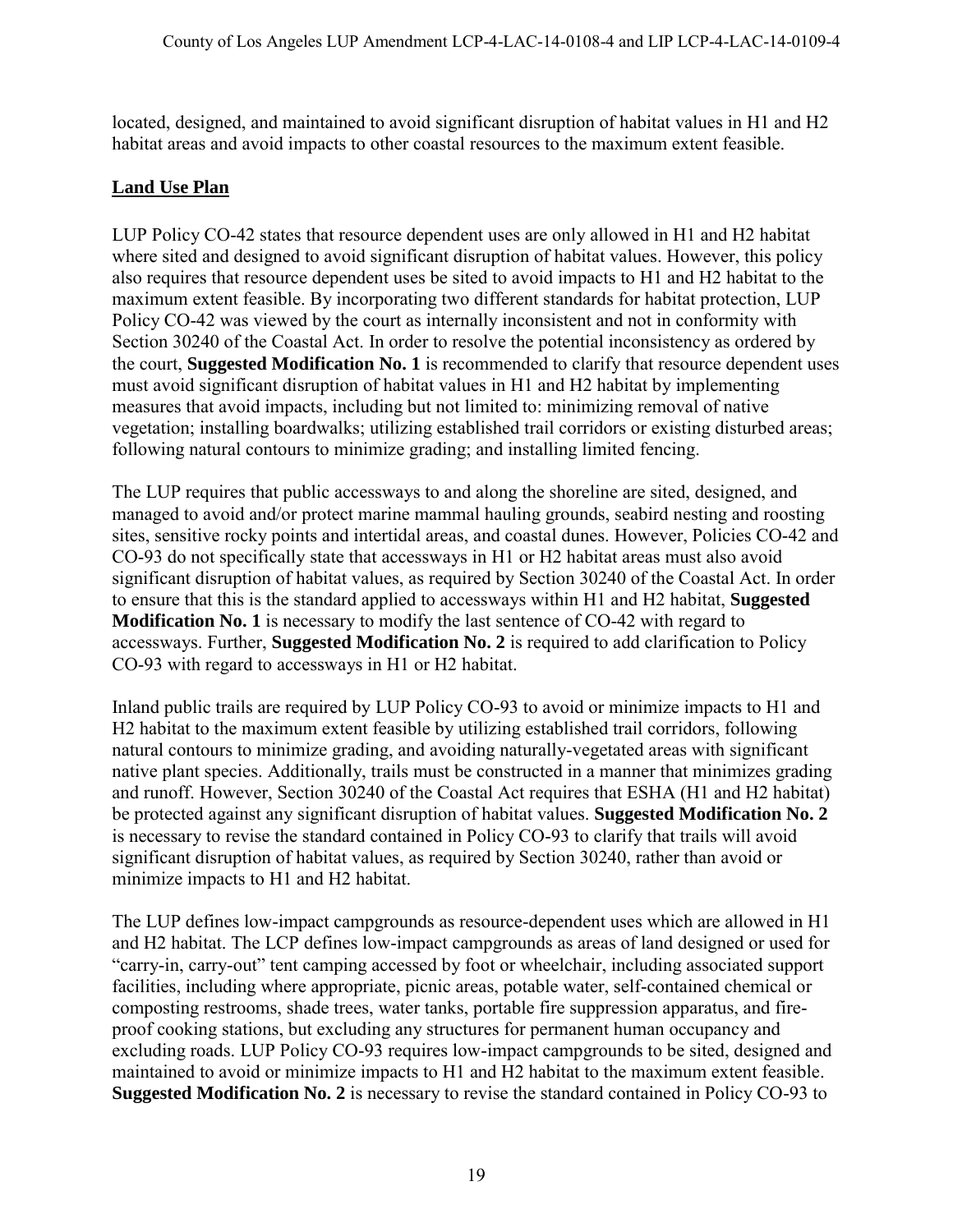located, designed, and maintained to avoid significant disruption of habitat values in H1 and H2 habitat areas and avoid impacts to other coastal resources to the maximum extent feasible.

## Land Use Plan

LUP Policy CO-42 states that resource dependent uses are only allowed in H1 and H2 habitat where sited and designed to avoid significant disruption of habitat values. However, this policy also requires that resource dependent uses be sited to avoid impacts to H1 and H2 habitat to the maximum extent feasible. By incorporating two different standards for habitat protection, LUP Policy CO-42 was viewed by the court as internally inconsistent and not in conformity with Section 30240 of the Coastal Act. In order to resolve the potential inconsistency as ordered by the court, **Suggested Modification No. 1** is recommended to clarify that resource dependent uses must avoid significant disruption of habitat values in H1 and H2 habitat by implementing measures that avoid impacts, including but not limited to: minimizing removal of native vegetation; installing boardwalks; utilizing established trail corridors or existing disturbed areas; following natural contours to minimize grading; and installing limited fencing.

The LUP requires that public accessways to and along the shoreline are sited, designed, and managed to avoid and/or protect marine mammal hauling grounds, seabird nesting and roosting sites, sensitive rocky points and intertidal areas, and coastal dunes. However, Policies CO-42 and CO-93 do not specifically state that accessways in H1 or H2 habitat areas must also avoid significant disruption of habitat values, as required by Section 30240 of the Coastal Act. In order to ensure that this is the standard applied to accessways within H1 and H2 habitat, **Suggested Modification No. 1** is necessary to modify the last sentence of CO-42 with regard to accessways. Further, **Suggested Modification No. 2** is required to add clarification to Policy CO-93 with regard to accessways in H1 or H2 habitat.

Inland public trails are required by LUP Policy CO-93 to avoid or minimize impacts to H1 and H2 habitat to the maximum extent feasible by utilizing established trail corridors, following natural contours to minimize grading, and avoiding naturally-vegetated areas with significant native plant species. Additionally, trails must be constructed in a manner that minimizes grading and runoff. However, Section 30240 of the Coastal Act requires that ESHA (H1 and H2 habitat) be protected against any significant disruption of habitat values. **Suggested Modification No. 2** is necessary to revise the standard contained in Policy CO-93 to clarify that trails will avoid significant disruption of habitat values, as required by Section 30240, rather than avoid or minimize impacts to H1 and H2 habitat.

The LUP defines low-impact campgrounds as resource-dependent uses which are allowed in H1 and H2 habitat. The LCP defines low-impact campgrounds as areas of land designed or used for "carry-in, carry-out" tent camping accessed by foot or wheelchair, including associated support facilities, including where appropriate, picnic areas, potable water, self-contained chemical or composting restrooms, shade trees, water tanks, portable fire suppression apparatus, and fire-proof cooking stations, but excluding any structures for permanent human occupancy and excluding roads. LUP Policy CO-93 requires low-impact campgrounds to be sited, designed and maintained to avoid or minimize impacts to H1 and H2 habitat to the maximum extent feasible. **Suggested Modification No. 2** is necessary to revise the standard contained in Policy CO-93 to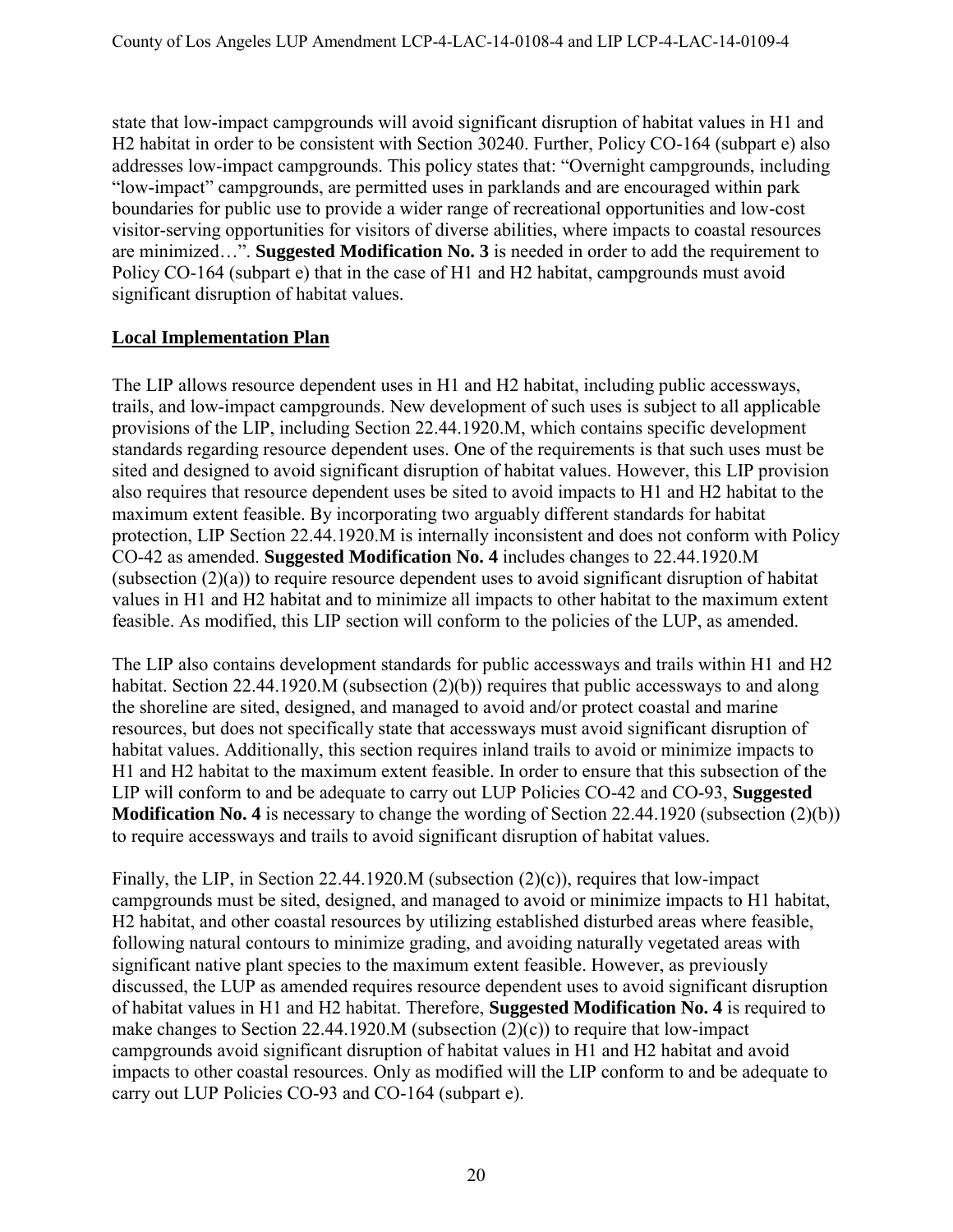state that low-impact campgrounds will avoid significant disruption of habitat values in H1 and H2 habitat in order to be consistent with Section 30240. Further, Policy CO-164 (subpart e) also addresses low-impact campgrounds. This policy states that: "Overnight campgrounds, including "low-impact" campgrounds, are permitted uses in parklands and are encouraged within park boundaries for public use to provide a wider range of recreational opportunities and low-cost visitor-serving opportunities for visitors of diverse abilities, where impacts to coastal resources are minimized…". **Suggested Modification No. 3** is needed in order to add the requirement to Policy CO-164 (subpart e) that in the case of H1 and H2 habitat, campgrounds must avoid significant disruption of habitat values.

## Local Implementation Plan

The LIP allows resource dependent uses in H1 and H2 habitat, including public accessways, trails, and low-impact campgrounds. New development of such uses is subject to all applicable provisions of the LIP, including Section 22.44.1920.M, which contains specific development standards regarding resource dependent uses. One of the requirements is that such uses must be sited and designed to avoid significant disruption of habitat values. However, this LIP provision also requires that resource dependent uses be sited to avoid impacts to H1 and H2 habitat to the maximum extent feasible. By incorporating two arguably different standards for habitat protection, LIP Section 22.44.1920.M is internally inconsistent and does not conform with Policy CO-42 as amended. **Suggested Modification No. 4** includes changes to 22.44.1920.M (subsection (2)(a)) to require resource dependent uses to avoid significant disruption of habitat values in H1 and H2 habitat and to minimize all impacts to other habitat to the maximum extent feasible. As modified, this LIP section will conform to the policies of the LUP, as amended.

The LIP also contains development standards for public accessways and trails within H1 and H2 habitat. Section 22.44.1920.M (subsection (2)(b)) requires that public accessways to and along the shoreline are sited, designed, and managed to avoid and/or protect coastal and marine resources, but does not specifically state that accessways must avoid significant disruption of habitat values. Additionally, this section requires inland trails to avoid or minimize impacts to H1 and H2 habitat to the maximum extent feasible. In order to ensure that this subsection of the LIP will conform to and be adequate to carry out LUP Policies CO-42 and CO-93, **Suggested Modification No. 4** is necessary to change the wording of Section 22.44.1920 (subsection (2)(b)) to require accessways and trails to avoid significant disruption of habitat values.

Finally, the LIP, in Section 22.44.1920.M (subsection (2)(c)), requires that low-impact campgrounds must be sited, designed, and managed to avoid or minimize impacts to H1 habitat, H2 habitat, and other coastal resources by utilizing established disturbed areas where feasible, following natural contours to minimize grading, and avoiding naturally vegetated areas with significant native plant species to the maximum extent feasible. However, as previously discussed, the LUP as amended requires resource dependent uses to avoid significant disruption of habitat values in H1 and H2 habitat. Therefore, **Suggested Modification No. 4** is required to make changes to Section 22.44.1920.M (subsection (2)(c)) to require that low-impact campgrounds avoid significant disruption of habitat values in H1 and H2 habitat and avoid impacts to other coastal resources. Only as modified will the LIP conform to and be adequate to carry out LUP Policies CO-93 and CO-164 (subpart e).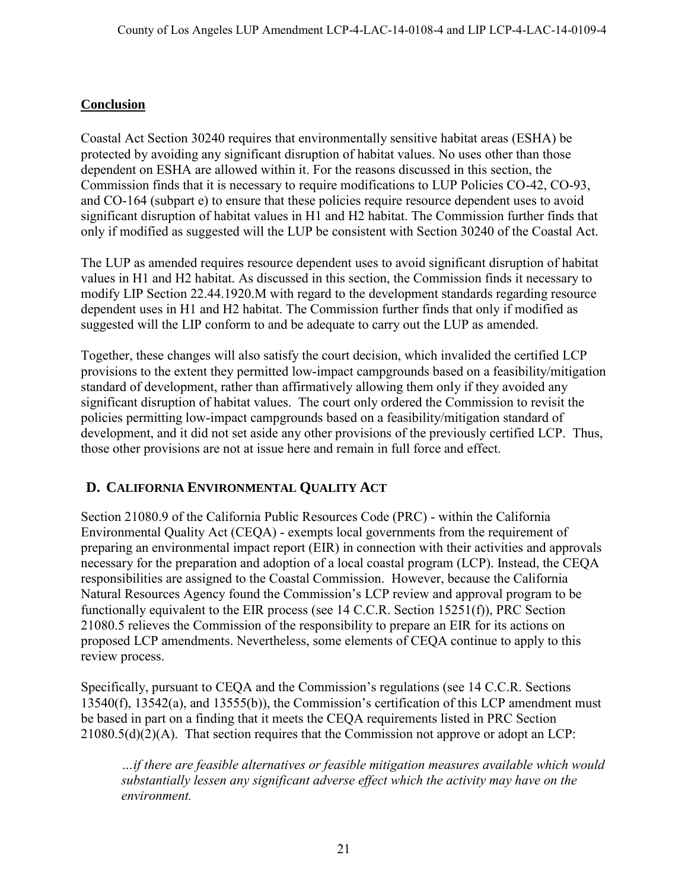## Conclusion

Coastal Act Section 30240 requires that environmentally sensitive habitat areas (ESHA) be protected by avoiding any significant disruption of habitat values. No uses other than those dependent on ESHA are allowed within it. For the reasons discussed in this section, the Commission finds that it is necessary to require modifications to LUP Policies CO-42, CO-93, and CO-164 (subpart e) to ensure that these policies require resource dependent uses to avoid significant disruption of habitat values in H1 and H2 habitat. The Commission further finds that only if modified as suggested will the LUP be consistent with Section 30240 of the Coastal Act.

The LUP as amended requires resource dependent uses to avoid significant disruption of habitat values in H1 and H2 habitat. As discussed in this section, the Commission finds it necessary to modify LIP Section 22.44.1920.M with regard to the development standards regarding resource dependent uses in H1 and H2 habitat. The Commission further finds that only if modified as suggested will the LIP conform to and be adequate to carry out the LUP as amended.

Together, these changes will also satisfy the court decision, which invalided the certified LCP provisions to the extent they permitted low-impact campgrounds based on a feasibility/mitigation standard of development, rather than affirmatively allowing them only if they avoided any significant disruption of habitat values. The court only ordered the Commission to revisit the policies permitting low-impact campgrounds based on a feasibility/mitigation standard of development, and it did not set aside any other provisions of the previously certified LCP. Thus, those other provisions are not at issue here and remain in full force and effect.

## D. CALIFORNIA ENVIRONMENTAL QUALITY ACT

Section 21080.9 of the California Public Resources Code (PRC) - within the California Environmental Quality Act (CEQA) - exempts local governments from the requirement of preparing an environmental impact report (EIR) in connection with their activities and approvals necessary for the preparation and adoption of a local coastal program (LCP). Instead, the CEQA responsibilities are assigned to the Coastal Commission. However, because the California Natural Resources Agency found the Commission's LCP review and approval program to be functionally equivalent to the EIR process (see 14 C.C.R. Section 15251(f)), PRC Section 21080.5 relieves the Commission of the responsibility to prepare an EIR for its actions on proposed LCP amendments. Nevertheless, some elements of CEQA continue to apply to this review process.

Specifically, pursuant to CEQA and the Commission's regulations (see 14 C.C.R. Sections 13540(f), 13542(a), and 13555(b)), the Commission's certification of this LCP amendment must be based in part on a finding that it meets the CEQA requirements listed in PRC Section 21080.5(d)(2)(A). That section requires that the Commission not approve or adopt an LCP:

> *…if there are feasible alternatives or feasible mitigation measures available which would substantially lessen any significant adverse effect which the activity may have on the environment.*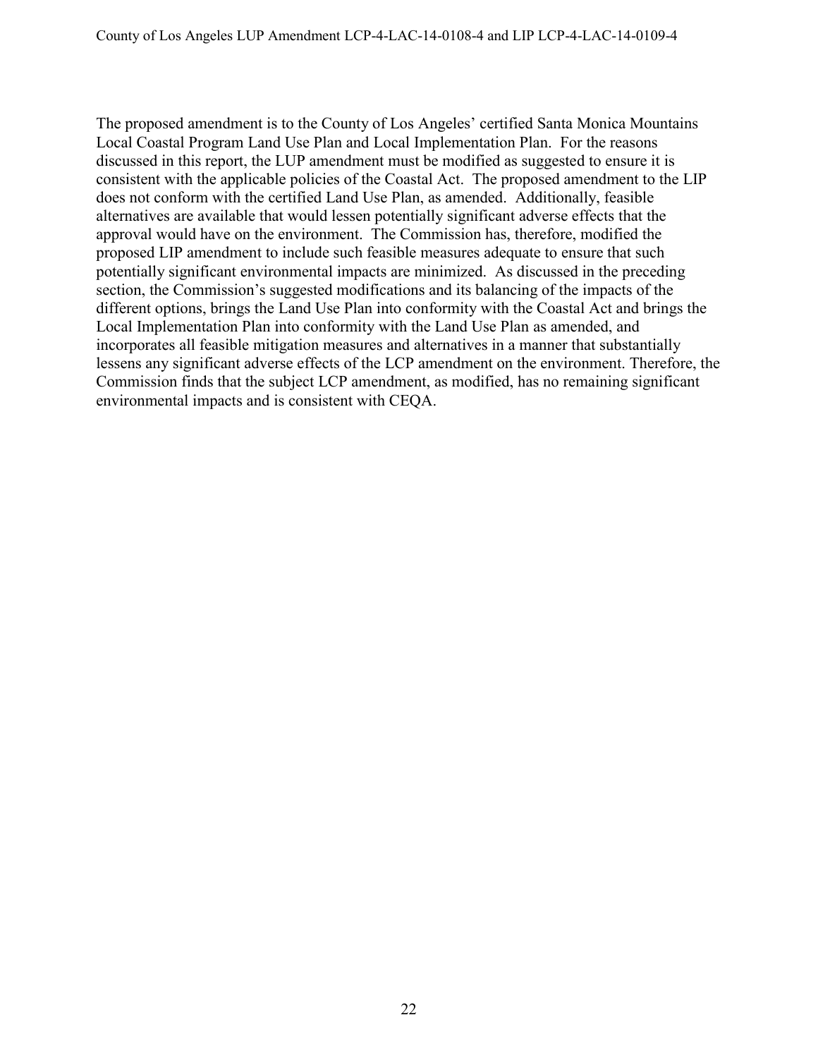The proposed amendment is to the County of Los Angeles' certified Santa Monica Mountains Local Coastal Program Land Use Plan and Local Implementation Plan. For the reasons discussed in this report, the LUP amendment must be modified as suggested to ensure it is consistent with the applicable policies of the Coastal Act. The proposed amendment to the LIP does not conform with the certified Land Use Plan, as amended. Additionally, feasible alternatives are available that would lessen potentially significant adverse effects that the approval would have on the environment. The Commission has, therefore, modified the proposed LIP amendment to include such feasible measures adequate to ensure that such potentially significant environmental impacts are minimized. As discussed in the preceding section, the Commission's suggested modifications and its balancing of the impacts of the different options, brings the Land Use Plan into conformity with the Coastal Act and brings the Local Implementation Plan into conformity with the Land Use Plan as amended, and incorporates all feasible mitigation measures and alternatives in a manner that substantially lessens any significant adverse effects of the LCP amendment on the environment. Therefore, the Commission finds that the subject LCP amendment, as modified, has no remaining significant environmental impacts and is consistent with CEQA.